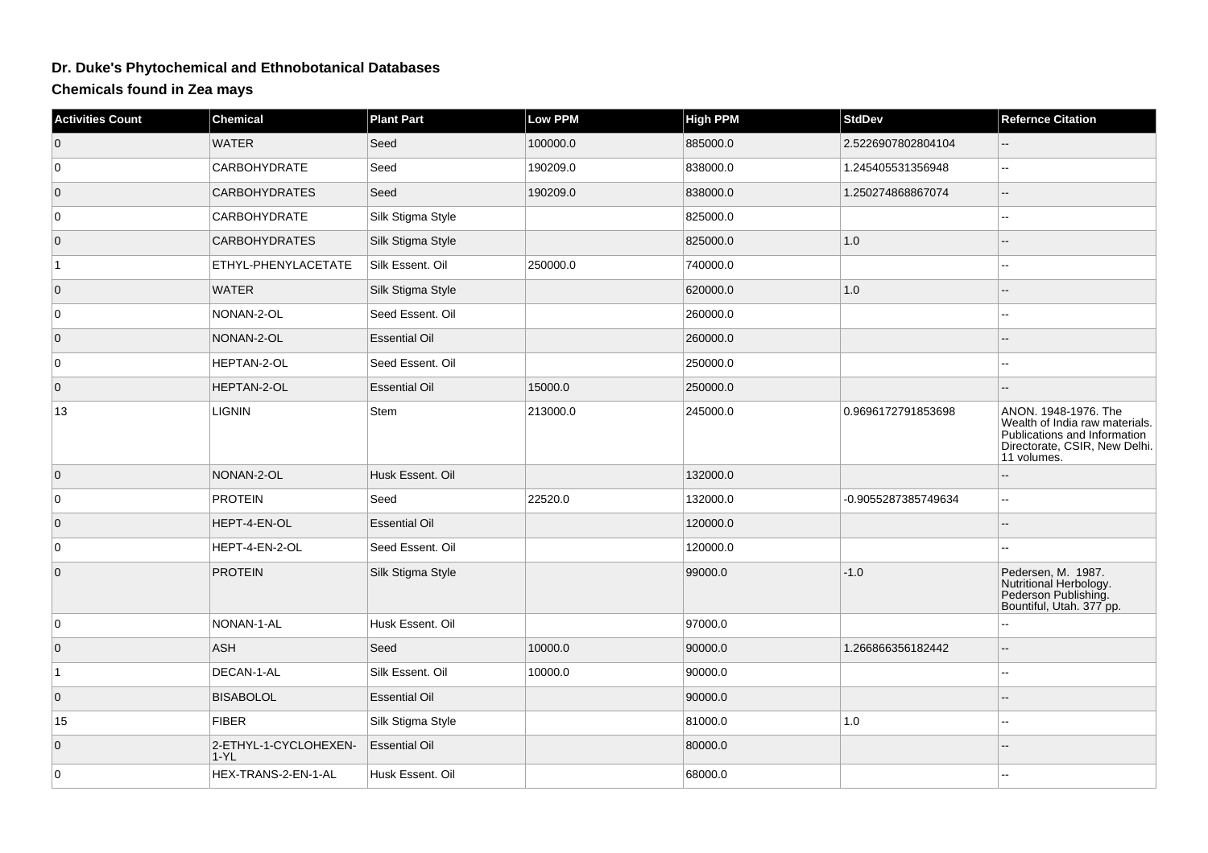# Dr. Duke's Phytochemical and Ethnobotanical Databases

## Chemicals found in Zea mays

| Activities Count | Chemical | Plant Part | Low PPM | High PPM | StdDev | Refernce Citation |
|---|---|---|---|---|---|---|
| 0 | WATER | Seed | 100000.0 | 885000.0 | 2.5226907802804104 | -- |
| 0 | CARBOHYDRATE | Seed | 190209.0 | 838000.0 | 1.245405531356948 | -- |
| 0 | CARBOHYDRATES | Seed | 190209.0 | 838000.0 | 1.250274868867074 | -- |
| 0 | CARBOHYDRATE | Silk Stigma Style | | 825000.0 | | -- |
| 0 | CARBOHYDRATES | Silk Stigma Style | | 825000.0 | 1.0 | -- |
| 1 | ETHYL-PHENYLACETATE | Silk Essent. Oil | 250000.0 | 740000.0 | | -- |
| 0 | WATER | Silk Stigma Style | | 620000.0 | 1.0 | -- |
| 0 | NONAN-2-OL | Seed Essent. Oil | | 260000.0 | | -- |
| 0 | NONAN-2-OL | Essential Oil | | 260000.0 | | -- |
| 0 | HEPTAN-2-OL | Seed Essent. Oil | | 250000.0 | | -- |
| 0 | HEPTAN-2-OL | Essential Oil | 15000.0 | 250000.0 | | -- |
| 13 | LIGNIN | Stem | 213000.0 | 245000.0 | 0.9696172791853698 | ANON. 1948-1976. The Wealth of India raw materials. Publications and Information Directorate, CSIR, New Delhi. 11 volumes. |
| 0 | NONAN-2-OL | Husk Essent. Oil | | 132000.0 | | -- |
| 0 | PROTEIN | Seed | 22520.0 | 132000.0 | -0.9055287385749634 | -- |
| 0 | HEPT-4-EN-OL | Essential Oil | | 120000.0 | | -- |
| 0 | HEPT-4-EN-2-OL | Seed Essent. Oil | | 120000.0 | | -- |
| 0 | PROTEIN | Silk Stigma Style | | 99000.0 | -1.0 | Pedersen, M. 1987. Nutritional Herbology. Pederson Publishing. Bountiful, Utah. 377 pp. |
| 0 | NONAN-1-AL | Husk Essent. Oil | | 97000.0 | | -- |
| 0 | ASH | Seed | 10000.0 | 90000.0 | 1.266866356182442 | -- |
| 1 | DECAN-1-AL | Silk Essent. Oil | 10000.0 | 90000.0 | | -- |
| 0 | BISABOLOL | Essential Oil | | 90000.0 | | -- |
| 15 | FIBER | Silk Stigma Style | | 81000.0 | 1.0 | -- |
| 0 | 2-ETHYL-1-CYCLOHEXEN-1-YL | Essential Oil | | 80000.0 | | -- |
| 0 | HEX-TRANS-2-EN-1-AL | Husk Essent. Oil | | 68000.0 | | -- |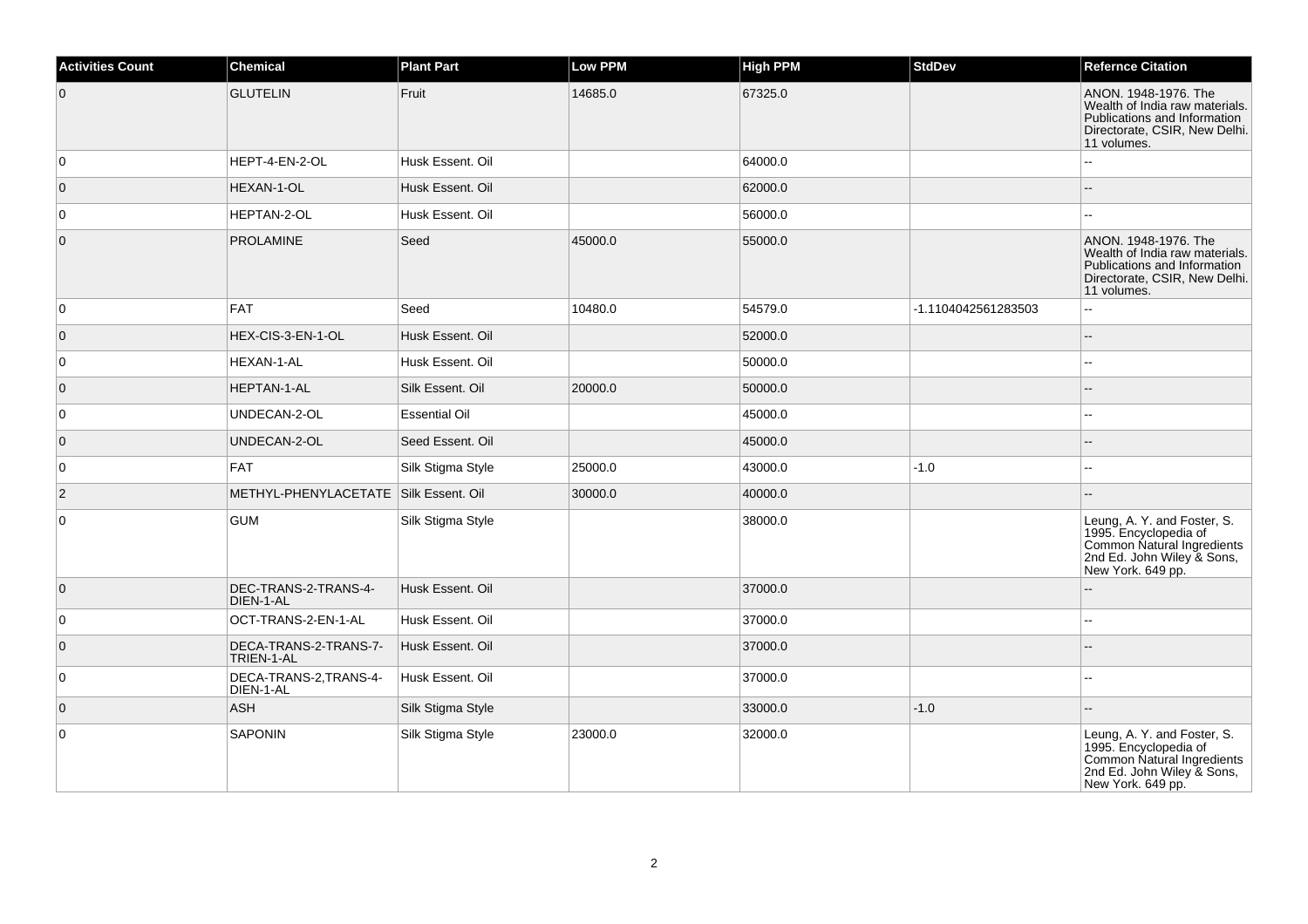| Activities Count | Chemical | Plant Part | Low PPM | High PPM | StdDev | Refernce Citation |
|---|---|---|---|---|---|---|
| 0 | GLUTELIN | Fruit | 14685.0 | 67325.0 | | ANON. 1948-1976. The Wealth of India raw materials. Publications and Information Directorate, CSIR, New Delhi. 11 volumes. |
| 0 | HEPT-4-EN-2-OL | Husk Essent. Oil | | 64000.0 | | -- |
| 0 | HEXAN-1-OL | Husk Essent. Oil | | 62000.0 | | -- |
| 0 | HEPTAN-2-OL | Husk Essent. Oil | | 56000.0 | | -- |
| 0 | PROLAMINE | Seed | 45000.0 | 55000.0 | | ANON. 1948-1976. The Wealth of India raw materials. Publications and Information Directorate, CSIR, New Delhi. 11 volumes. |
| 0 | FAT | Seed | 10480.0 | 54579.0 | -1.1104042561283503 | -- |
| 0 | HEX-CIS-3-EN-1-OL | Husk Essent. Oil | | 52000.0 | | -- |
| 0 | HEXAN-1-AL | Husk Essent. Oil | | 50000.0 | | -- |
| 0 | HEPTAN-1-AL | Silk Essent. Oil | 20000.0 | 50000.0 | | -- |
| 0 | UNDECAN-2-OL | Essential Oil | | 45000.0 | | -- |
| 0 | UNDECAN-2-OL | Seed Essent. Oil | | 45000.0 | | -- |
| 0 | FAT | Silk Stigma Style | 25000.0 | 43000.0 | -1.0 | -- |
| 2 | METHYL-PHENYLACETATE | Silk Essent. Oil | 30000.0 | 40000.0 | | -- |
| 0 | GUM | Silk Stigma Style | | 38000.0 | | Leung, A. Y. and Foster, S. 1995. Encyclopedia of Common Natural Ingredients 2nd Ed. John Wiley & Sons, New York. 649 pp. |
| 0 | DEC-TRANS-2-TRANS-4-DIEN-1-AL | Husk Essent. Oil | | 37000.0 | | -- |
| 0 | OCT-TRANS-2-EN-1-AL | Husk Essent. Oil | | 37000.0 | | -- |
| 0 | DECA-TRANS-2-TRANS-7-TRIEN-1-AL | Husk Essent. Oil | | 37000.0 | | -- |
| 0 | DECA-TRANS-2,TRANS-4-DIEN-1-AL | Husk Essent. Oil | | 37000.0 | | -- |
| 0 | ASH | Silk Stigma Style | | 33000.0 | -1.0 | -- |
| 0 | SAPONIN | Silk Stigma Style | 23000.0 | 32000.0 | | Leung, A. Y. and Foster, S. 1995. Encyclopedia of Common Natural Ingredients 2nd Ed. John Wiley & Sons, New York. 649 pp. |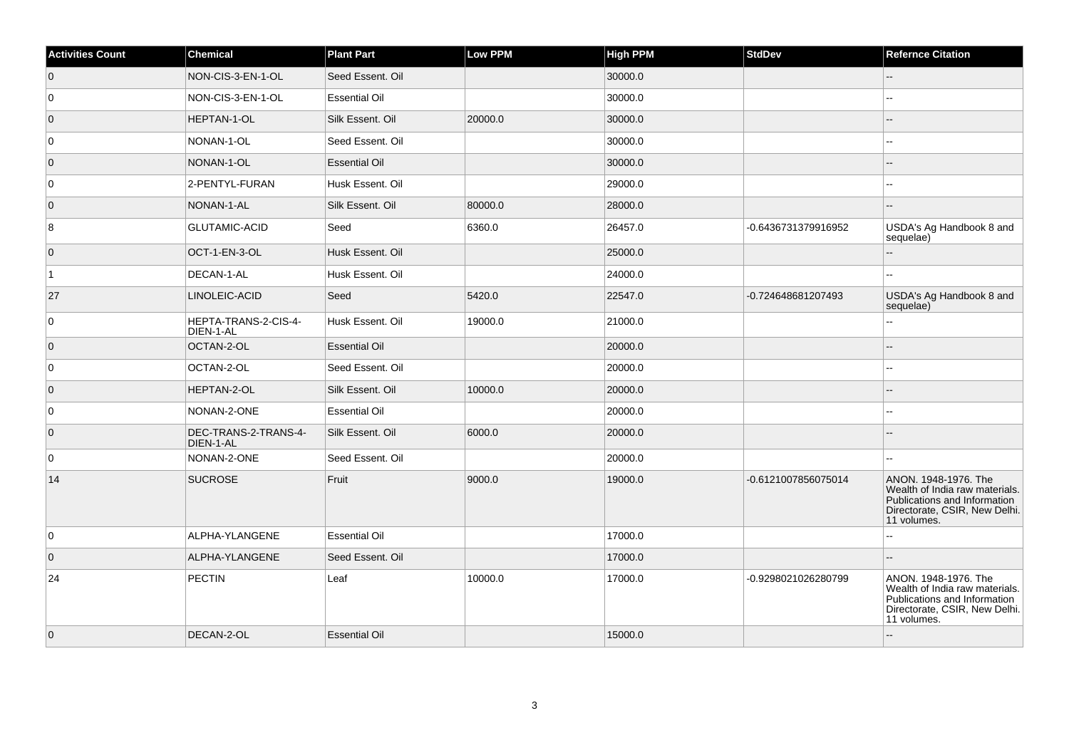| Activities Count | Chemical | Plant Part | Low PPM | High PPM | StdDev | Refernce Citation |
| --- | --- | --- | --- | --- | --- | --- |
| 0 | NON-CIS-3-EN-1-OL | Seed Essent. Oil | | 30000.0 | | -- |
| 0 | NON-CIS-3-EN-1-OL | Essential Oil | | 30000.0 | | -- |
| 0 | HEPTAN-1-OL | Silk Essent. Oil | 20000.0 | 30000.0 | | -- |
| 0 | NONAN-1-OL | Seed Essent. Oil | | 30000.0 | | -- |
| 0 | NONAN-1-OL | Essential Oil | | 30000.0 | | -- |
| 0 | 2-PENTYL-FURAN | Husk Essent. Oil | | 29000.0 | | -- |
| 0 | NONAN-1-AL | Silk Essent. Oil | 80000.0 | 28000.0 | | -- |
| 8 | GLUTAMIC-ACID | Seed | 6360.0 | 26457.0 | -0.6436731379916952 | USDA's Ag Handbook 8 and sequelae) |
| 0 | OCT-1-EN-3-OL | Husk Essent. Oil | | 25000.0 | | -- |
| 1 | DECAN-1-AL | Husk Essent. Oil | | 24000.0 | | -- |
| 27 | LINOLEIC-ACID | Seed | 5420.0 | 22547.0 | -0.724648681207493 | USDA's Ag Handbook 8 and sequelae) |
| 0 | HEPTA-TRANS-2-CIS-4-DIEN-1-AL | Husk Essent. Oil | 19000.0 | 21000.0 | | -- |
| 0 | OCTAN-2-OL | Essential Oil | | 20000.0 | | -- |
| 0 | OCTAN-2-OL | Seed Essent. Oil | | 20000.0 | | -- |
| 0 | HEPTAN-2-OL | Silk Essent. Oil | 10000.0 | 20000.0 | | -- |
| 0 | NONAN-2-ONE | Essential Oil | | 20000.0 | | -- |
| 0 | DEC-TRANS-2-TRANS-4-DIEN-1-AL | Silk Essent. Oil | 6000.0 | 20000.0 | | -- |
| 0 | NONAN-2-ONE | Seed Essent. Oil | | 20000.0 | | -- |
| 14 | SUCROSE | Fruit | 9000.0 | 19000.0 | -0.6121007856075014 | ANON. 1948-1976. The Wealth of India raw materials. Publications and Information Directorate, CSIR, New Delhi. 11 volumes. |
| 0 | ALPHA-YLANGENE | Essential Oil | | 17000.0 | | -- |
| 0 | ALPHA-YLANGENE | Seed Essent. Oil | | 17000.0 | | -- |
| 24 | PECTIN | Leaf | 10000.0 | 17000.0 | -0.9298021026280799 | ANON. 1948-1976. The Wealth of India raw materials. Publications and Information Directorate, CSIR, New Delhi. 11 volumes. |
| 0 | DECAN-2-OL | Essential Oil | | 15000.0 | | -- |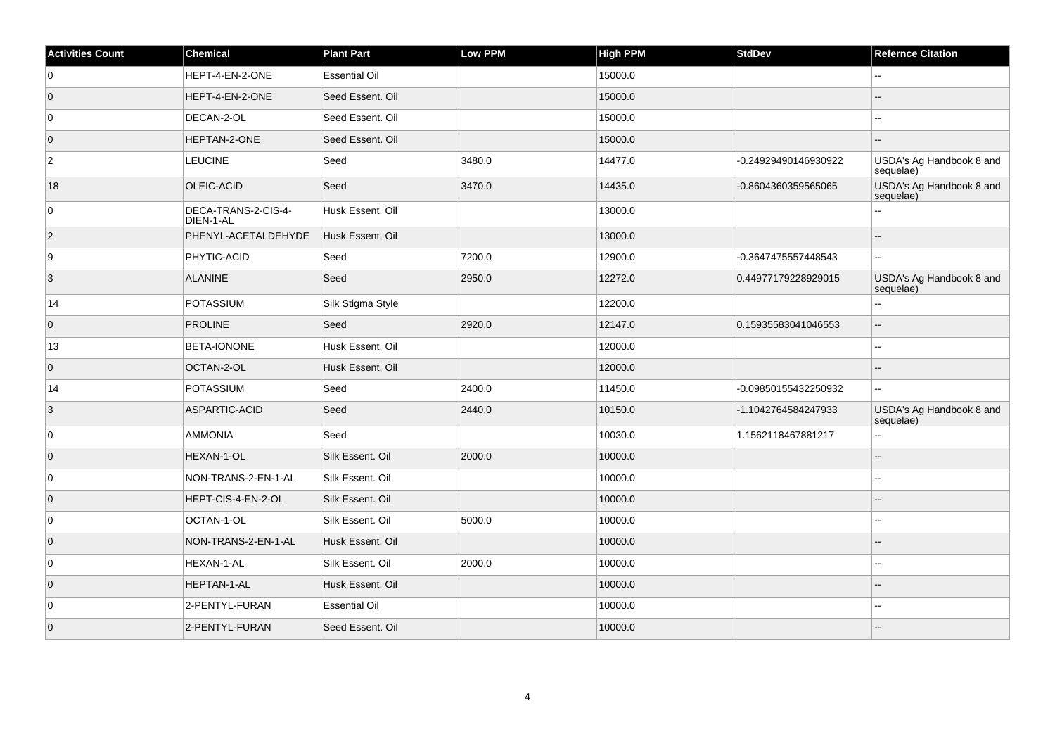| Activities Count | Chemical | Plant Part | Low PPM | High PPM | StdDev | Refernce Citation |
| --- | --- | --- | --- | --- | --- | --- |
| 0 | HEPT-4-EN-2-ONE | Essential Oil | | 15000.0 | | -- |
| 0 | HEPT-4-EN-2-ONE | Seed Essent. Oil | | 15000.0 | | -- |
| 0 | DECAN-2-OL | Seed Essent. Oil | | 15000.0 | | -- |
| 0 | HEPTAN-2-ONE | Seed Essent. Oil | | 15000.0 | | -- |
| 2 | LEUCINE | Seed | 3480.0 | 14477.0 | -0.24929490146930922 | USDA's Ag Handbook 8 and sequelae) |
| 18 | OLEIC-ACID | Seed | 3470.0 | 14435.0 | -0.8604360359565065 | USDA's Ag Handbook 8 and sequelae) |
| 0 | DECA-TRANS-2-CIS-4-DIEN-1-AL | Husk Essent. Oil | | 13000.0 | | -- |
| 2 | PHENYL-ACETALDEHYDE | Husk Essent. Oil | | 13000.0 | | -- |
| 9 | PHYTIC-ACID | Seed | 7200.0 | 12900.0 | -0.3647475557448543 | -- |
| 3 | ALANINE | Seed | 2950.0 | 12272.0 | 0.44977179228929015 | USDA's Ag Handbook 8 and sequelae) |
| 14 | POTASSIUM | Silk Stigma Style | | 12200.0 | | -- |
| 0 | PROLINE | Seed | 2920.0 | 12147.0 | 0.15935583041046553 | -- |
| 13 | BETA-IONONE | Husk Essent. Oil | | 12000.0 | | -- |
| 0 | OCTAN-2-OL | Husk Essent. Oil | | 12000.0 | | -- |
| 14 | POTASSIUM | Seed | 2400.0 | 11450.0 | -0.09850155432250932 | -- |
| 3 | ASPARTIC-ACID | Seed | 2440.0 | 10150.0 | -1.1042764584247933 | USDA's Ag Handbook 8 and sequelae) |
| 0 | AMMONIA | Seed | | 10030.0 | 1.1562118467881217 | -- |
| 0 | HEXAN-1-OL | Silk Essent. Oil | 2000.0 | 10000.0 | | -- |
| 0 | NON-TRANS-2-EN-1-AL | Silk Essent. Oil | | 10000.0 | | -- |
| 0 | HEPT-CIS-4-EN-2-OL | Silk Essent. Oil | | 10000.0 | | -- |
| 0 | OCTAN-1-OL | Silk Essent. Oil | 5000.0 | 10000.0 | | -- |
| 0 | NON-TRANS-2-EN-1-AL | Husk Essent. Oil | | 10000.0 | | -- |
| 0 | HEXAN-1-AL | Silk Essent. Oil | 2000.0 | 10000.0 | | -- |
| 0 | HEPTAN-1-AL | Husk Essent. Oil | | 10000.0 | | -- |
| 0 | 2-PENTYL-FURAN | Essential Oil | | 10000.0 | | -- |
| 0 | 2-PENTYL-FURAN | Seed Essent. Oil | | 10000.0 | | -- |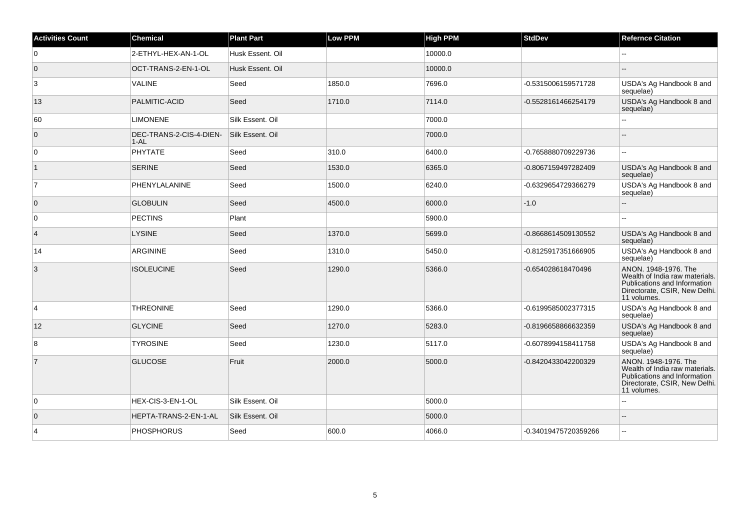| Activities Count | Chemical | Plant Part | Low PPM | High PPM | StdDev | Refernce Citation |
| --- | --- | --- | --- | --- | --- | --- |
| 0 | 2-ETHYL-HEX-AN-1-OL | Husk Essent. Oil | | 10000.0 | | -- |
| 0 | OCT-TRANS-2-EN-1-OL | Husk Essent. Oil | | 10000.0 | | -- |
| 3 | VALINE | Seed | 1850.0 | 7696.0 | -0.5315006159571728 | USDA's Ag Handbook 8 and sequelae) |
| 13 | PALMITIC-ACID | Seed | 1710.0 | 7114.0 | -0.5528161466254179 | USDA's Ag Handbook 8 and sequelae) |
| 60 | LIMONENE | Silk Essent. Oil | | 7000.0 | | -- |
| 0 | DEC-TRANS-2-CIS-4-DIEN-1-AL | Silk Essent. Oil | | 7000.0 | | -- |
| 0 | PHYTATE | Seed | 310.0 | 6400.0 | -0.7658880709229736 | -- |
| 1 | SERINE | Seed | 1530.0 | 6365.0 | -0.8067159497282409 | USDA's Ag Handbook 8 and sequelae) |
| 7 | PHENYLALANINE | Seed | 1500.0 | 6240.0 | -0.6329654729366279 | USDA's Ag Handbook 8 and sequelae) |
| 0 | GLOBULIN | Seed | 4500.0 | 6000.0 | -1.0 | -- |
| 0 | PECTINS | Plant | | 5900.0 | | -- |
| 4 | LYSINE | Seed | 1370.0 | 5699.0 | -0.8668614509130552 | USDA's Ag Handbook 8 and sequelae) |
| 14 | ARGININE | Seed | 1310.0 | 5450.0 | -0.8125917351666905 | USDA's Ag Handbook 8 and sequelae) |
| 3 | ISOLEUCINE | Seed | 1290.0 | 5366.0 | -0.654028618470496 | ANON. 1948-1976. The Wealth of India raw materials. Publications and Information Directorate, CSIR, New Delhi. 11 volumes. |
| 4 | THREONINE | Seed | 1290.0 | 5366.0 | -0.6199585002377315 | USDA's Ag Handbook 8 and sequelae) |
| 12 | GLYCINE | Seed | 1270.0 | 5283.0 | -0.8196658866632359 | USDA's Ag Handbook 8 and sequelae) |
| 8 | TYROSINE | Seed | 1230.0 | 5117.0 | -0.6078994158411758 | USDA's Ag Handbook 8 and sequelae) |
| 7 | GLUCOSE | Fruit | 2000.0 | 5000.0 | -0.8420433042200329 | ANON. 1948-1976. The Wealth of India raw materials. Publications and Information Directorate, CSIR, New Delhi. 11 volumes. |
| 0 | HEX-CIS-3-EN-1-OL | Silk Essent. Oil | | 5000.0 | | -- |
| 0 | HEPTA-TRANS-2-EN-1-AL | Silk Essent. Oil | | 5000.0 | | -- |
| 4 | PHOSPHORUS | Seed | 600.0 | 4066.0 | -0.34019475720359266 | -- |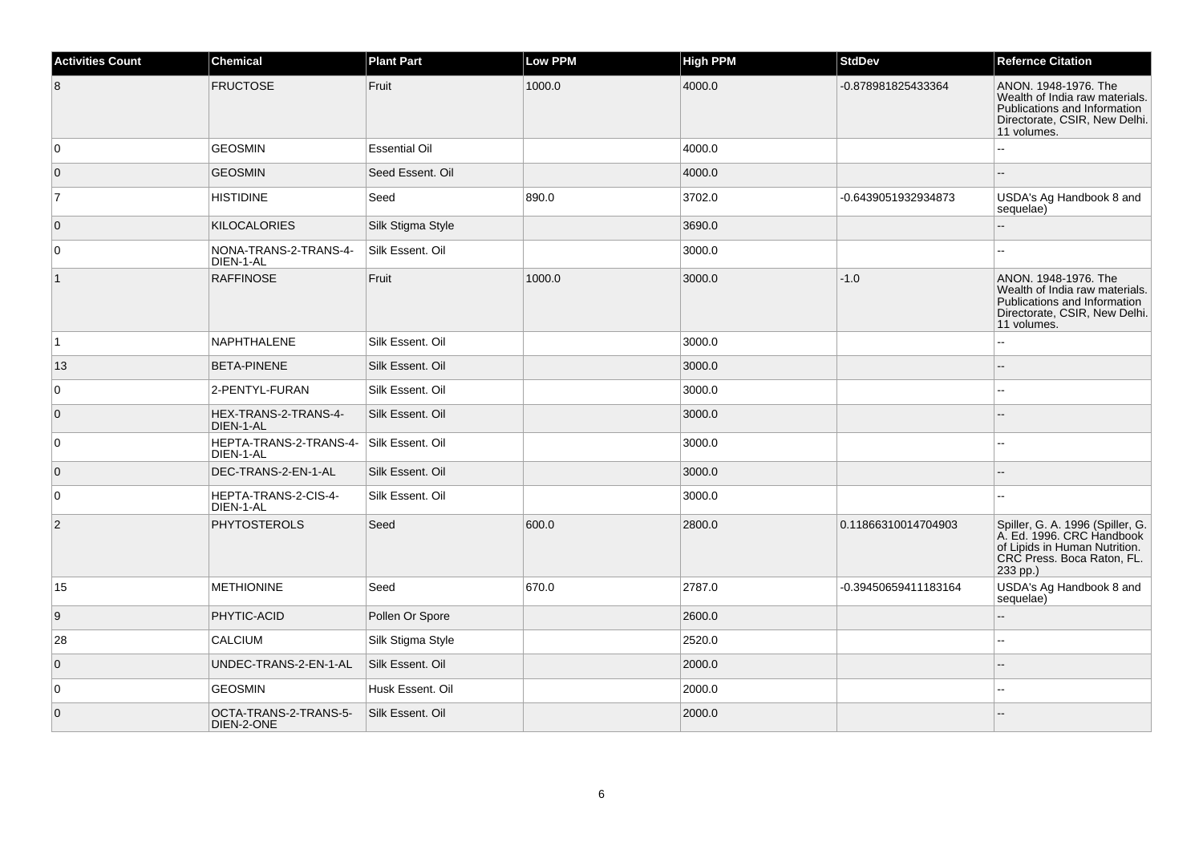| Activities Count | Chemical | Plant Part | Low PPM | High PPM | StdDev | Refernce Citation |
|---|---|---|---|---|---|---|
| 8 | FRUCTOSE | Fruit | 1000.0 | 4000.0 | -0.878981825433364 | ANON. 1948-1976. The Wealth of India raw materials. Publications and Information Directorate, CSIR, New Delhi. 11 volumes. |
| 0 | GEOSMIN | Essential Oil | | 4000.0 | | -- |
| 0 | GEOSMIN | Seed Essent. Oil | | 4000.0 | | -- |
| 7 | HISTIDINE | Seed | 890.0 | 3702.0 | -0.6439051932934873 | USDA's Ag Handbook 8 and sequelae) |
| 0 | KILOCALORIES | Silk Stigma Style | | 3690.0 | | -- |
| 0 | NONA-TRANS-2-TRANS-4-DIEN-1-AL | Silk Essent. Oil | | 3000.0 | | -- |
| 1 | RAFFINOSE | Fruit | 1000.0 | 3000.0 | -1.0 | ANON. 1948-1976. The Wealth of India raw materials. Publications and Information Directorate, CSIR, New Delhi. 11 volumes. |
| 1 | NAPHTHALENE | Silk Essent. Oil | | 3000.0 | | -- |
| 13 | BETA-PINENE | Silk Essent. Oil | | 3000.0 | | -- |
| 0 | 2-PENTYL-FURAN | Silk Essent. Oil | | 3000.0 | | -- |
| 0 | HEX-TRANS-2-TRANS-4-DIEN-1-AL | Silk Essent. Oil | | 3000.0 | | -- |
| 0 | HEPTA-TRANS-2-TRANS-4-DIEN-1-AL | Silk Essent. Oil | | 3000.0 | | -- |
| 0 | DEC-TRANS-2-EN-1-AL | Silk Essent. Oil | | 3000.0 | | -- |
| 0 | HEPTA-TRANS-2-CIS-4-DIEN-1-AL | Silk Essent. Oil | | 3000.0 | | -- |
| 2 | PHYTOSTEROLS | Seed | 600.0 | 2800.0 | 0.11866310014704903 | Spiller, G. A. 1996 (Spiller, G. A. Ed. 1996. CRC Handbook of Lipids in Human Nutrition. CRC Press. Boca Raton, FL. 233 pp.) |
| 15 | METHIONINE | Seed | 670.0 | 2787.0 | -0.39450659411183164 | USDA's Ag Handbook 8 and sequelae) |
| 9 | PHYTIC-ACID | Pollen Or Spore | | 2600.0 | | -- |
| 28 | CALCIUM | Silk Stigma Style | | 2520.0 | | -- |
| 0 | UNDEC-TRANS-2-EN-1-AL | Silk Essent. Oil | | 2000.0 | | -- |
| 0 | GEOSMIN | Husk Essent. Oil | | 2000.0 | | -- |
| 0 | OCTA-TRANS-2-TRANS-5-DIEN-2-ONE | Silk Essent. Oil | | 2000.0 | | -- |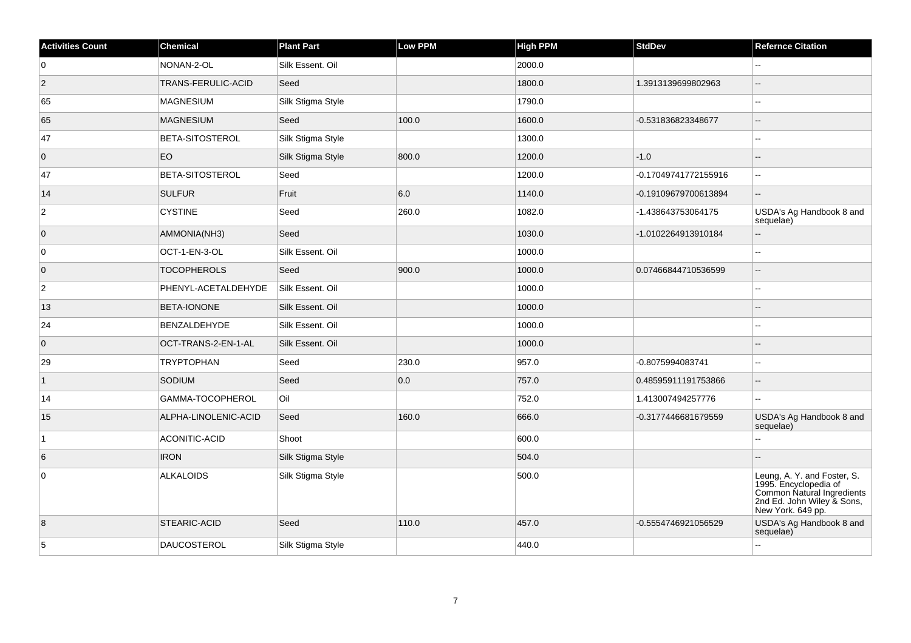| Activities Count | Chemical | Plant Part | Low PPM | High PPM | StdDev | Refernce Citation |
| --- | --- | --- | --- | --- | --- | --- |
| 0 | NONAN-2-OL | Silk Essent. Oil | | 2000.0 | | -- |
| 2 | TRANS-FERULIC-ACID | Seed | | 1800.0 | 1.3913139699802963 | -- |
| 65 | MAGNESIUM | Silk Stigma Style | | 1790.0 | | -- |
| 65 | MAGNESIUM | Seed | 100.0 | 1600.0 | -0.531836823348677 | -- |
| 47 | BETA-SITOSTEROL | Silk Stigma Style | | 1300.0 | | -- |
| 0 | EO | Silk Stigma Style | 800.0 | 1200.0 | -1.0 | -- |
| 47 | BETA-SITOSTEROL | Seed | | 1200.0 | -0.17049741772155916 | -- |
| 14 | SULFUR | Fruit | 6.0 | 1140.0 | -0.19109679700613894 | -- |
| 2 | CYSTINE | Seed | 260.0 | 1082.0 | -1.438643753064175 | USDA's Ag Handbook 8 and sequelae) |
| 0 | AMMONIA(NH3) | Seed | | 1030.0 | -1.0102264913910184 | -- |
| 0 | OCT-1-EN-3-OL | Silk Essent. Oil | | 1000.0 | | -- |
| 0 | TOCOPHEROLS | Seed | 900.0 | 1000.0 | 0.07466844710536599 | -- |
| 2 | PHENYL-ACETALDEHYDE | Silk Essent. Oil | | 1000.0 | | -- |
| 13 | BETA-IONONE | Silk Essent. Oil | | 1000.0 | | -- |
| 24 | BENZALDEHYDE | Silk Essent. Oil | | 1000.0 | | -- |
| 0 | OCT-TRANS-2-EN-1-AL | Silk Essent. Oil | | 1000.0 | | -- |
| 29 | TRYPTOPHAN | Seed | 230.0 | 957.0 | -0.8075994083741 | -- |
| 1 | SODIUM | Seed | 0.0 | 757.0 | 0.48595911191753866 | -- |
| 14 | GAMMA-TOCOPHEROL | Oil | | 752.0 | 1.413007494257776 | -- |
| 15 | ALPHA-LINOLENIC-ACID | Seed | 160.0 | 666.0 | -0.3177446681679559 | USDA's Ag Handbook 8 and sequelae) |
| 1 | ACONITIC-ACID | Shoot | | 600.0 | | -- |
| 6 | IRON | Silk Stigma Style | | 504.0 | | -- |
| 0 | ALKALOIDS | Silk Stigma Style | | 500.0 | | Leung, A. Y. and Foster, S. 1995. Encyclopedia of Common Natural Ingredients 2nd Ed. John Wiley & Sons, New York. 649 pp. |
| 8 | STEARIC-ACID | Seed | 110.0 | 457.0 | -0.5554746921056529 | USDA's Ag Handbook 8 and sequelae) |
| 5 | DAUCOSTEROL | Silk Stigma Style | | 440.0 | | -- |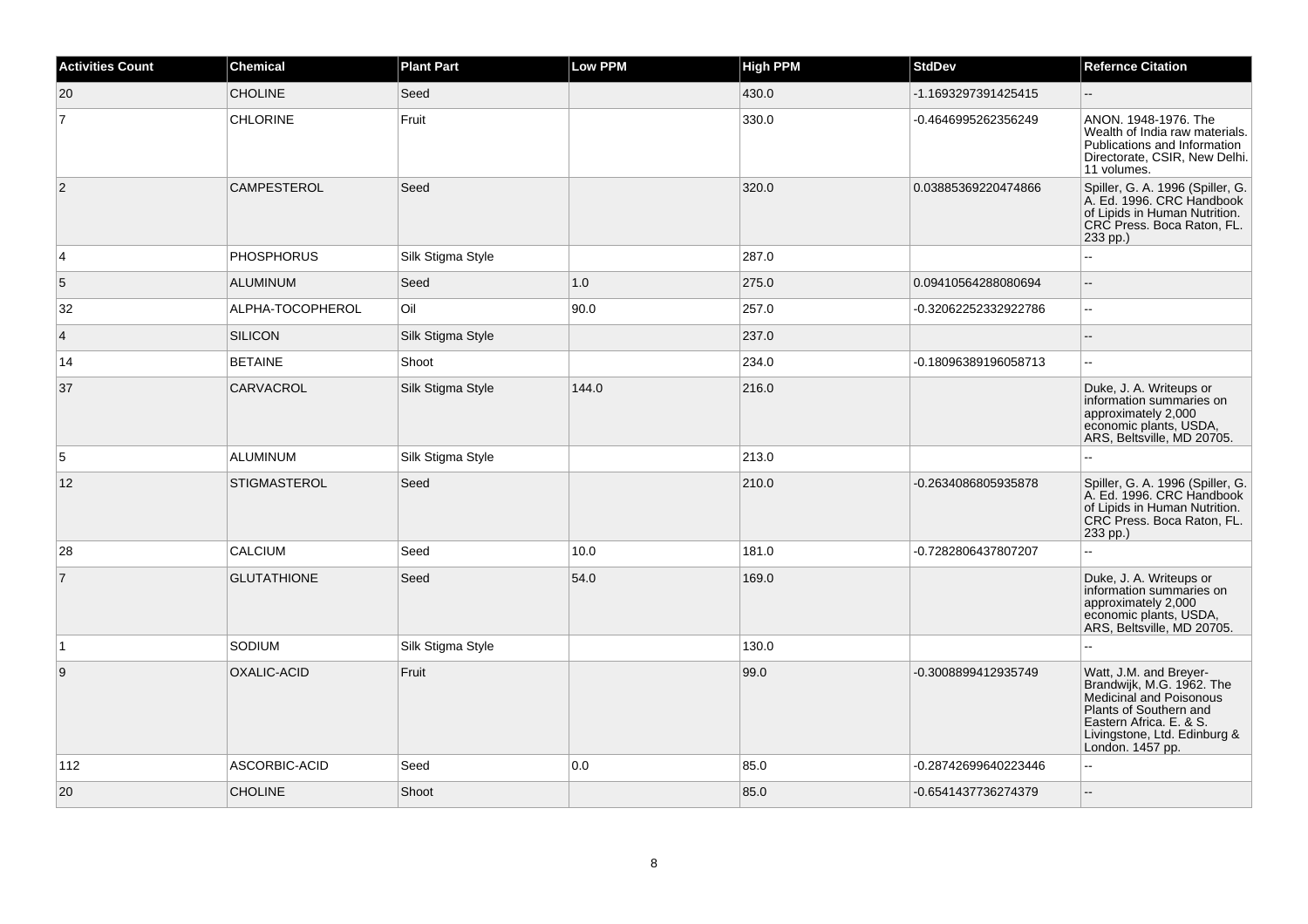| Activities Count | Chemical | Plant Part | Low PPM | High PPM | StdDev | Refernce Citation |
|---|---|---|---|---|---|---|
| 20 | CHOLINE | Seed | | 430.0 | -1.1693297391425415 | -- |
| 7 | CHLORINE | Fruit | | 330.0 | -0.4646995262356249 | ANON. 1948-1976. The Wealth of India raw materials. Publications and Information Directorate, CSIR, New Delhi. 11 volumes. |
| 2 | CAMPESTEROL | Seed | | 320.0 | 0.03885369220474866 | Spiller, G. A. 1996 (Spiller, G. A. Ed. 1996. CRC Handbook of Lipids in Human Nutrition. CRC Press. Boca Raton, FL. 233 pp.) |
| 4 | PHOSPHORUS | Silk Stigma Style | | 287.0 | | -- |
| 5 | ALUMINUM | Seed | 1.0 | 275.0 | 0.09410564288080694 | -- |
| 32 | ALPHA-TOCOPHEROL | Oil | 90.0 | 257.0 | -0.32062252332922786 | -- |
| 4 | SILICON | Silk Stigma Style | | 237.0 | | -- |
| 14 | BETAINE | Shoot | | 234.0 | -0.18096389196058713 | -- |
| 37 | CARVACROL | Silk Stigma Style | 144.0 | 216.0 | | Duke, J. A. Writeups or information summaries on approximately 2,000 economic plants, USDA, ARS, Beltsville, MD 20705. |
| 5 | ALUMINUM | Silk Stigma Style | | 213.0 | | -- |
| 12 | STIGMASTEROL | Seed | | 210.0 | -0.2634086805935878 | Spiller, G. A. 1996 (Spiller, G. A. Ed. 1996. CRC Handbook of Lipids in Human Nutrition. CRC Press. Boca Raton, FL. 233 pp.) |
| 28 | CALCIUM | Seed | 10.0 | 181.0 | -0.7282806437807207 | -- |
| 7 | GLUTATHIONE | Seed | 54.0 | 169.0 | | Duke, J. A. Writeups or information summaries on approximately 2,000 economic plants, USDA, ARS, Beltsville, MD 20705. |
| 1 | SODIUM | Silk Stigma Style | | 130.0 | | -- |
| 9 | OXALIC-ACID | Fruit | | 99.0 | -0.3008899412935749 | Watt, J.M. and Breyer-Brandwijk, M.G. 1962. The Medicinal and Poisonous Plants of Southern and Eastern Africa. E. & S. Livingstone, Ltd. Edinburg & London. 1457 pp. |
| 112 | ASCORBIC-ACID | Seed | 0.0 | 85.0 | -0.28742699640223446 | -- |
| 20 | CHOLINE | Shoot | | 85.0 | -0.6541437736274379 | -- |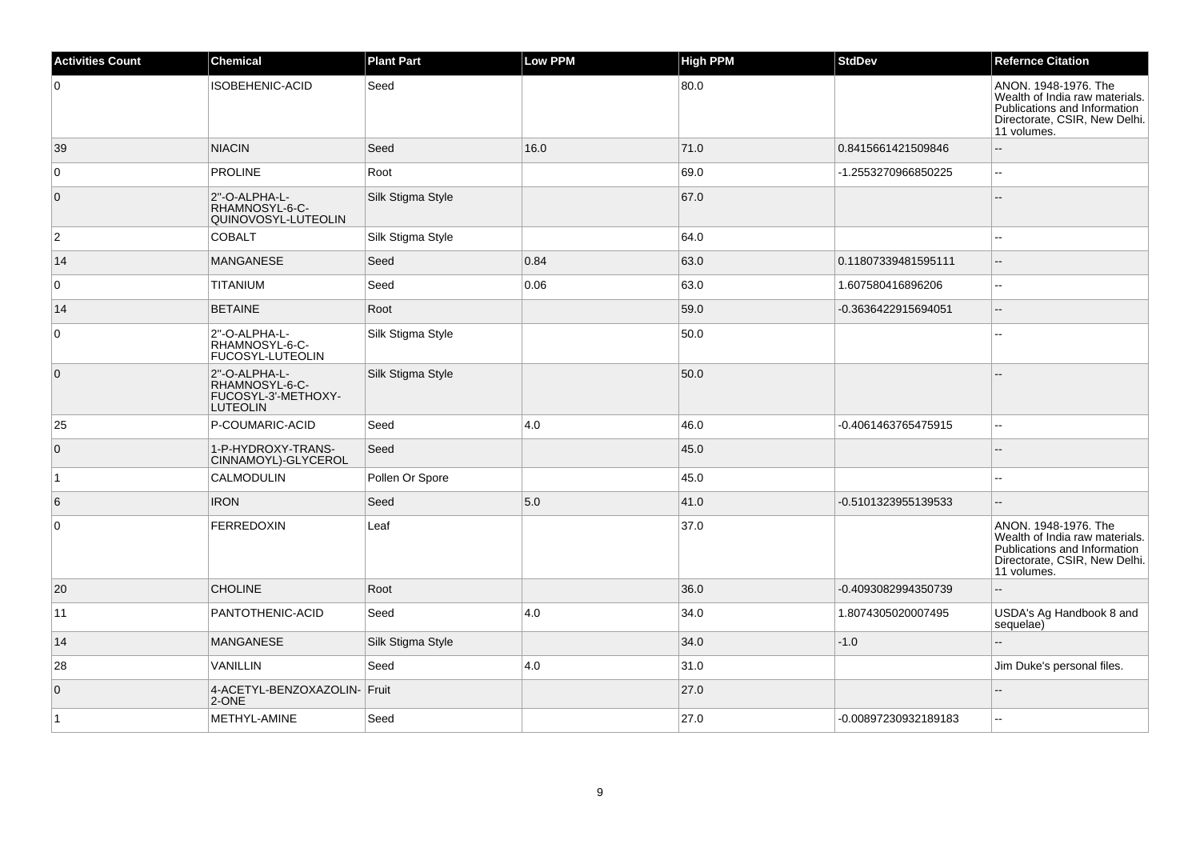| Activities Count | Chemical | Plant Part | Low PPM | High PPM | StdDev | Refernce Citation |
| --- | --- | --- | --- | --- | --- | --- |
| 0 | ISOBEHENIC-ACID | Seed | | 80.0 | | ANON. 1948-1976. The Wealth of India raw materials. Publications and Information Directorate, CSIR, New Delhi. 11 volumes. |
| 39 | NIACIN | Seed | 16.0 | 71.0 | 0.8415661421509846 | -- |
| 0 | PROLINE | Root | | 69.0 | -1.2553270966850225 | -- |
| 0 | 2''-O-ALPHA-L-RHAMNOSYL-6-C-QUINOVOSYL-LUTEOLIN | Silk Stigma Style | | 67.0 | | -- |
| 2 | COBALT | Silk Stigma Style | | 64.0 | | -- |
| 14 | MANGANESE | Seed | 0.84 | 63.0 | 0.11807339481595111 | -- |
| 0 | TITANIUM | Seed | 0.06 | 63.0 | 1.607580416896206 | -- |
| 14 | BETAINE | Root | | 59.0 | -0.3636422915694051 | -- |
| 0 | 2''-O-ALPHA-L-RHAMNOSYL-6-C-FUCOSYL-LUTEOLIN | Silk Stigma Style | | 50.0 | | -- |
| 0 | 2''-O-ALPHA-L-RHAMNOSYL-6-C-FUCOSYL-3'-METHOXY-LUTEOLIN | Silk Stigma Style | | 50.0 | | -- |
| 25 | P-COUMARIC-ACID | Seed | 4.0 | 46.0 | -0.4061463765475915 | -- |
| 0 | 1-P-HYDROXY-TRANS-CINNAMOYL)-GLYCEROL | Seed | | 45.0 | | -- |
| 1 | CALMODULIN | Pollen Or Spore | | 45.0 | | -- |
| 6 | IRON | Seed | 5.0 | 41.0 | -0.5101323955139533 | -- |
| 0 | FERREDOXIN | Leaf | | 37.0 | | ANON. 1948-1976. The Wealth of India raw materials. Publications and Information Directorate, CSIR, New Delhi. 11 volumes. |
| 20 | CHOLINE | Root | | 36.0 | -0.4093082994350739 | -- |
| 11 | PANTOTHENIC-ACID | Seed | 4.0 | 34.0 | 1.8074305020007495 | USDA's Ag Handbook 8 and sequelae) |
| 14 | MANGANESE | Silk Stigma Style | | 34.0 | -1.0 | -- |
| 28 | VANILLIN | Seed | 4.0 | 31.0 | | Jim Duke's personal files. |
| 0 | 4-ACETYL-BENZOXAZOLIN-2-ONE | Fruit | | 27.0 | | -- |
| 1 | METHYL-AMINE | Seed | | 27.0 | -0.00897230932189183 | -- |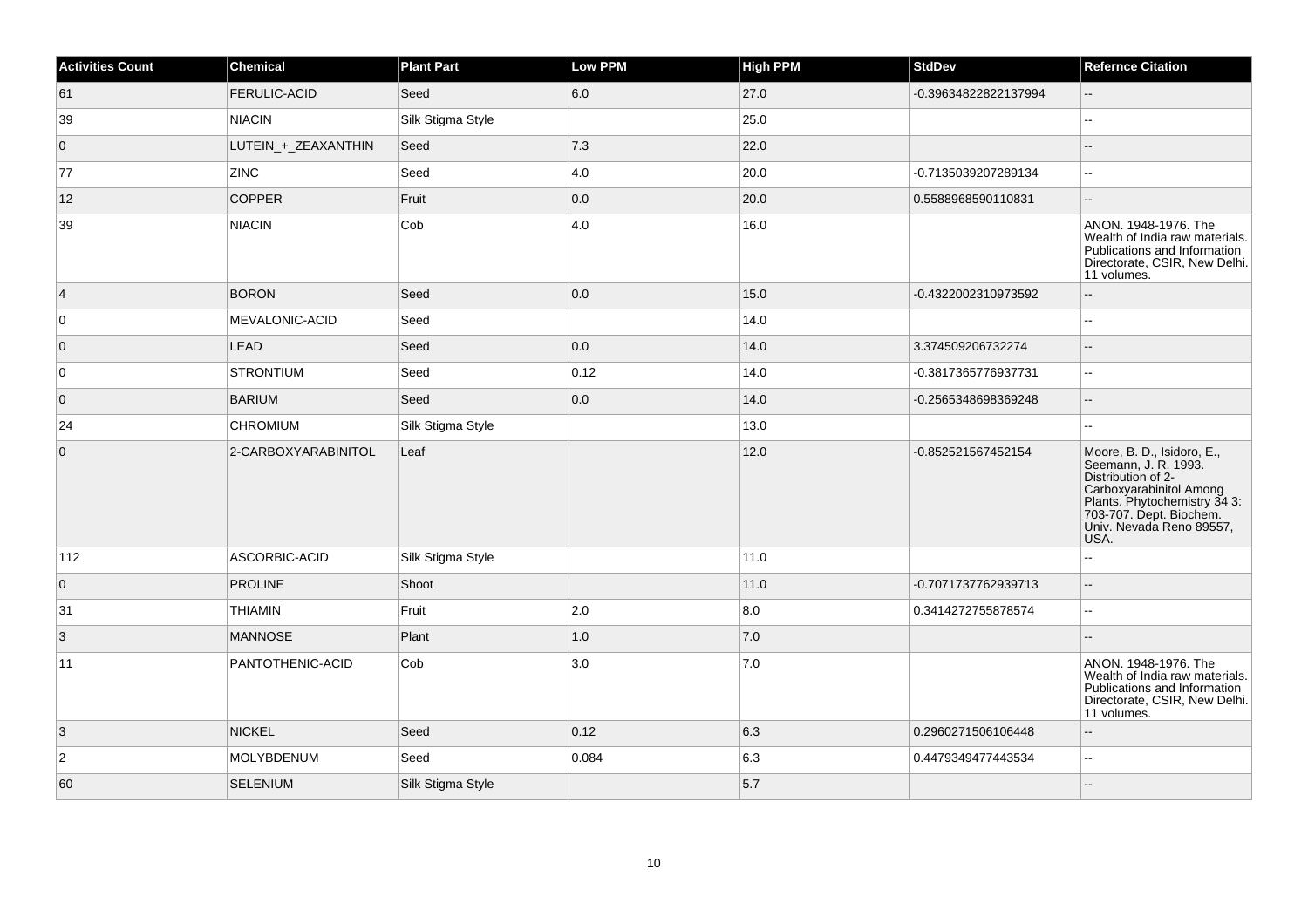| Activities Count | Chemical | Plant Part | Low PPM | High PPM | StdDev | Refernce Citation |
|---|---|---|---|---|---|---|
| 61 | FERULIC-ACID | Seed | 6.0 | 27.0 | -0.39634822822137994 | -- |
| 39 | NIACIN | Silk Stigma Style | | 25.0 | | -- |
| 0 | LUTEIN_+_ZEAXANTHIN | Seed | 7.3 | 22.0 | | -- |
| 77 | ZINC | Seed | 4.0 | 20.0 | -0.7135039207289134 | -- |
| 12 | COPPER | Fruit | 0.0 | 20.0 | 0.5588968590110831 | -- |
| 39 | NIACIN | Cob | 4.0 | 16.0 | | ANON. 1948-1976. The Wealth of India raw materials. Publications and Information Directorate, CSIR, New Delhi. 11 volumes. |
| 4 | BORON | Seed | 0.0 | 15.0 | -0.4322002310973592 | -- |
| 0 | MEVALONIC-ACID | Seed | | 14.0 | | -- |
| 0 | LEAD | Seed | 0.0 | 14.0 | 3.374509206732274 | -- |
| 0 | STRONTIUM | Seed | 0.12 | 14.0 | -0.3817365776937731 | -- |
| 0 | BARIUM | Seed | 0.0 | 14.0 | -0.2565348698369248 | -- |
| 24 | CHROMIUM | Silk Stigma Style | | 13.0 | | -- |
| 0 | 2-CARBOXYARABINITOL | Leaf | | 12.0 | -0.852521567452154 | Moore, B. D., Isidoro, E., Seemann, J. R. 1993. Distribution of 2-Carboxyarabinitol Among Plants. Phytochemistry 34 3: 703-707. Dept. Biochem. Univ. Nevada Reno 89557, USA. |
| 112 | ASCORBIC-ACID | Silk Stigma Style | | 11.0 | | -- |
| 0 | PROLINE | Shoot | | 11.0 | -0.7071737762939713 | -- |
| 31 | THIAMIN | Fruit | 2.0 | 8.0 | 0.3414272755878574 | -- |
| 3 | MANNOSE | Plant | 1.0 | 7.0 | | -- |
| 11 | PANTOTHENIC-ACID | Cob | 3.0 | 7.0 | | ANON. 1948-1976. The Wealth of India raw materials. Publications and Information Directorate, CSIR, New Delhi. 11 volumes. |
| 3 | NICKEL | Seed | 0.12 | 6.3 | 0.2960271506106448 | -- |
| 2 | MOLYBDENUM | Seed | 0.084 | 6.3 | 0.4479349477443534 | -- |
| 60 | SELENIUM | Silk Stigma Style | | 5.7 | | -- |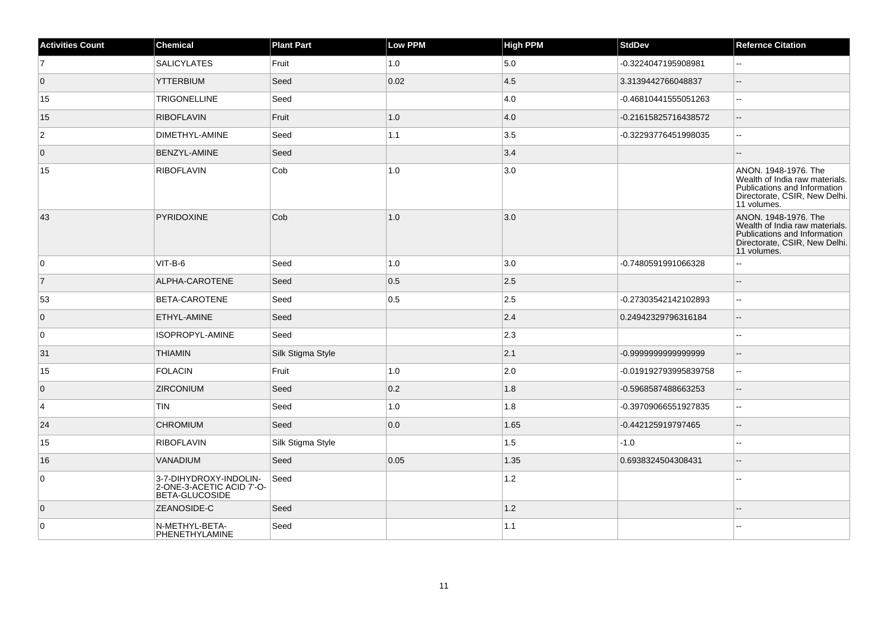| Activities Count | Chemical | Plant Part | Low PPM | High PPM | StdDev | Refernce Citation |
|---|---|---|---|---|---|---|
| 7 | SALICYLATES | Fruit | 1.0 | 5.0 | -0.3224047195908981 | -- |
| 0 | YTTERBIUM | Seed | 0.02 | 4.5 | 3.3139442766048837 | -- |
| 15 | TRIGONELLINE | Seed | | 4.0 | -0.46810441555051263 | -- |
| 15 | RIBOFLAVIN | Fruit | 1.0 | 4.0 | -0.21615825716438572 | -- |
| 2 | DIMETHYL-AMINE | Seed | 1.1 | 3.5 | -0.32293776451998035 | -- |
| 0 | BENZYL-AMINE | Seed | | 3.4 | | -- |
| 15 | RIBOFLAVIN | Cob | 1.0 | 3.0 | | ANON. 1948-1976. The Wealth of India raw materials. Publications and Information Directorate, CSIR, New Delhi. 11 volumes. |
| 43 | PYRIDOXINE | Cob | 1.0 | 3.0 | | ANON. 1948-1976. The Wealth of India raw materials. Publications and Information Directorate, CSIR, New Delhi. 11 volumes. |
| 0 | VIT-B-6 | Seed | 1.0 | 3.0 | -0.7480591991066328 | -- |
| 7 | ALPHA-CAROTENE | Seed | 0.5 | 2.5 | | -- |
| 53 | BETA-CAROTENE | Seed | 0.5 | 2.5 | -0.27303542142102893 | -- |
| 0 | ETHYL-AMINE | Seed | | 2.4 | 0.24942329796316184 | -- |
| 0 | ISOPROPYL-AMINE | Seed | | 2.3 | | -- |
| 31 | THIAMIN | Silk Stigma Style | | 2.1 | -0.9999999999999999 | -- |
| 15 | FOLACIN | Fruit | 1.0 | 2.0 | -0.019192793995839758 | -- |
| 0 | ZIRCONIUM | Seed | 0.2 | 1.8 | -0.5968587488663253 | -- |
| 4 | TIN | Seed | 1.0 | 1.8 | -0.39709066551927835 | -- |
| 24 | CHROMIUM | Seed | 0.0 | 1.65 | -0.442125919797465 | -- |
| 15 | RIBOFLAVIN | Silk Stigma Style | | 1.5 | -1.0 | -- |
| 16 | VANADIUM | Seed | 0.05 | 1.35 | 0.6938324504308431 | -- |
| 0 | 3-7-DIHYDROXY-INDOLIN-2-ONE-3-ACETIC ACID 7'-O-BETA-GLUCOSIDE | Seed | | 1.2 | | -- |
| 0 | ZEANOSIDE-C | Seed | | 1.2 | | -- |
| 0 | N-METHYL-BETA-PHENETHYLAMINE | Seed | | 1.1 | | -- |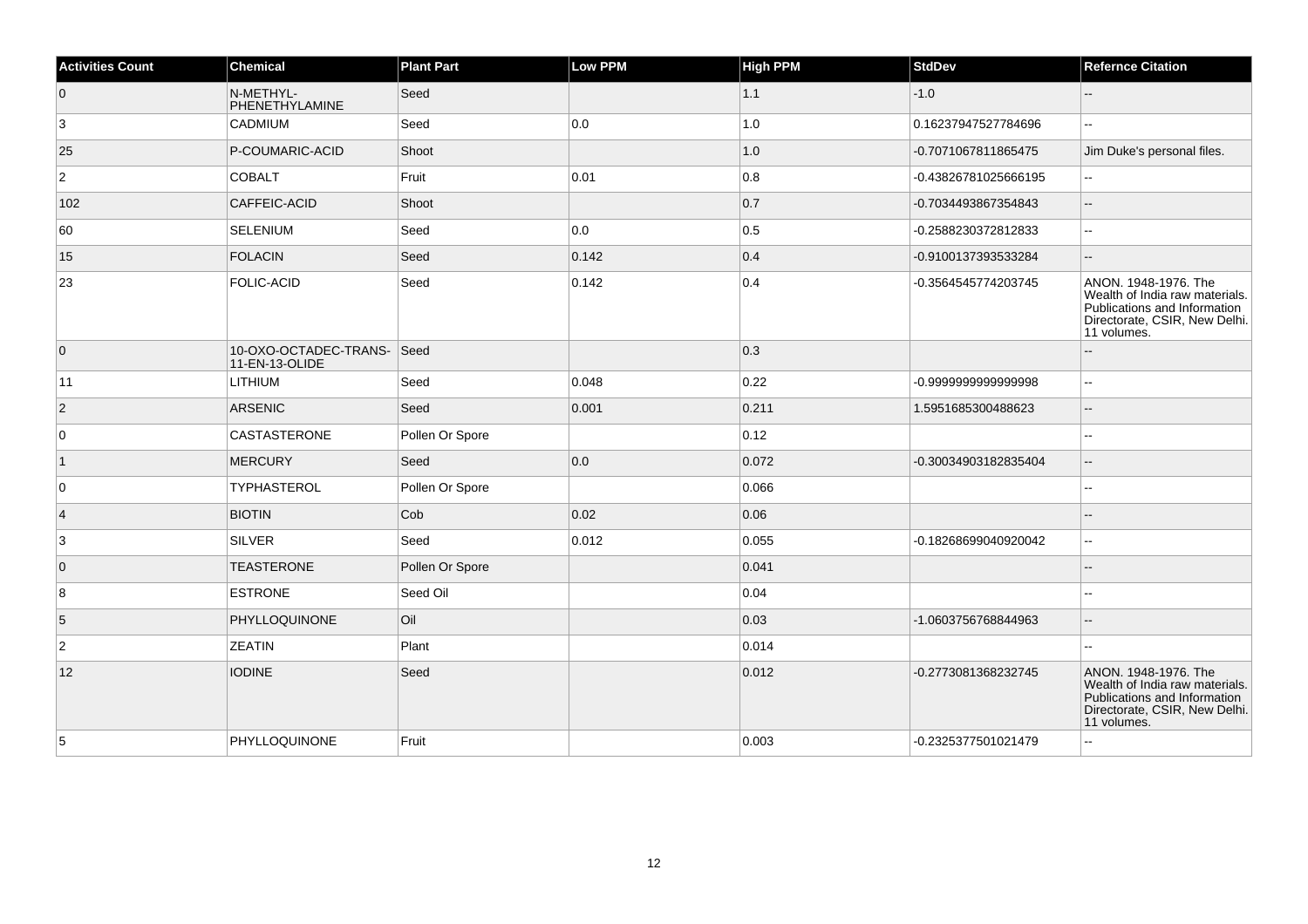| Activities Count | Chemical | Plant Part | Low PPM | High PPM | StdDev | Refernce Citation |
|---|---|---|---|---|---|---|
| 0 | N-METHYL-PHENETHYLAMINE | Seed | | 1.1 | -1.0 | -- |
| 3 | CADMIUM | Seed | 0.0 | 1.0 | 0.16237947527784696 | -- |
| 25 | P-COUMARIC-ACID | Shoot | | 1.0 | -0.7071067811865475 | Jim Duke's personal files. |
| 2 | COBALT | Fruit | 0.01 | 0.8 | -0.43826781025666195 | -- |
| 102 | CAFFEIC-ACID | Shoot | | 0.7 | -0.7034493867354843 | -- |
| 60 | SELENIUM | Seed | 0.0 | 0.5 | -0.2588230372812833 | -- |
| 15 | FOLACIN | Seed | 0.142 | 0.4 | -0.9100137393533284 | -- |
| 23 | FOLIC-ACID | Seed | 0.142 | 0.4 | -0.3564545774203745 | ANON. 1948-1976. The Wealth of India raw materials. Publications and Information Directorate, CSIR, New Delhi. 11 volumes. |
| 0 | 10-OXO-OCTADEC-TRANS-11-EN-13-OLIDE | Seed | | 0.3 | | -- |
| 11 | LITHIUM | Seed | 0.048 | 0.22 | -0.9999999999999998 | -- |
| 2 | ARSENIC | Seed | 0.001 | 0.211 | 1.5951685300488623 | -- |
| 0 | CASTASTERONE | Pollen Or Spore | | 0.12 | | -- |
| 1 | MERCURY | Seed | 0.0 | 0.072 | -0.30034903182835404 | -- |
| 0 | TYPHASTEROL | Pollen Or Spore | | 0.066 | | -- |
| 4 | BIOTIN | Cob | 0.02 | 0.06 | | -- |
| 3 | SILVER | Seed | 0.012 | 0.055 | -0.18268699040920042 | -- |
| 0 | TEASTERONE | Pollen Or Spore | | 0.041 | | -- |
| 8 | ESTRONE | Seed Oil | | 0.04 | | -- |
| 5 | PHYLLOQUINONE | Oil | | 0.03 | -1.0603756768844963 | -- |
| 2 | ZEATIN | Plant | | 0.014 | | -- |
| 12 | IODINE | Seed | | 0.012 | -0.2773081368232745 | ANON. 1948-1976. The Wealth of India raw materials. Publications and Information Directorate, CSIR, New Delhi. 11 volumes. |
| 5 | PHYLLOQUINONE | Fruit | | 0.003 | -0.2325377501021479 | -- |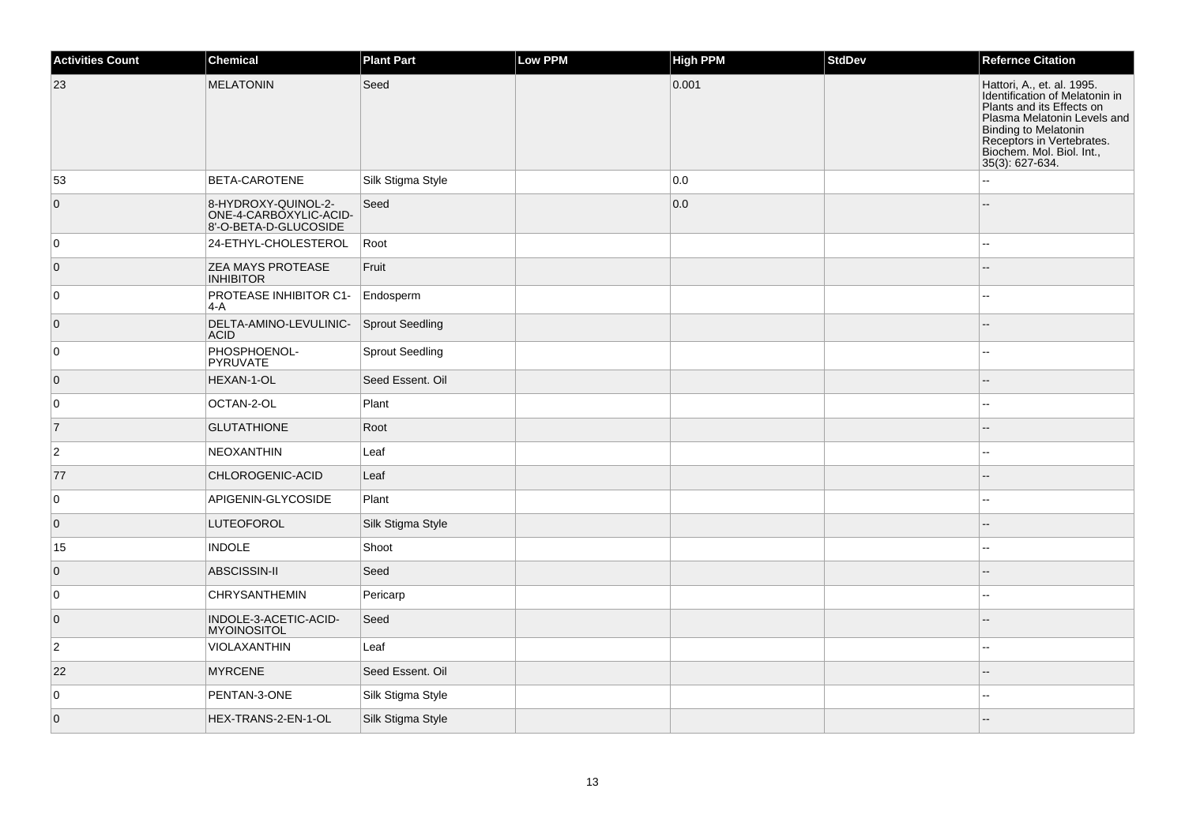| Activities Count | Chemical | Plant Part | Low PPM | High PPM | StdDev | Refernce Citation |
|---|---|---|---|---|---|---|
| 23 | MELATONIN | Seed | | 0.001 | | Hattori, A., et. al. 1995. Identification of Melatonin in Plants and its Effects on Plasma Melatonin Levels and Binding to Melatonin Receptors in Vertebrates. Biochem. Mol. Biol. Int., 35(3): 627-634. |
| 53 | BETA-CAROTENE | Silk Stigma Style | | 0.0 | | -- |
| 0 | 8-HYDROXY-QUINOL-2-ONE-4-CARBOXYLIC-ACID-8'-O-BETA-D-GLUCOSIDE | Seed | | 0.0 | | -- |
| 0 | 24-ETHYL-CHOLESTEROL | Root | | | | -- |
| 0 | ZEA MAYS PROTEASE INHIBITOR | Fruit | | | | -- |
| 0 | PROTEASE INHIBITOR C1-4-A | Endosperm | | | | -- |
| 0 | DELTA-AMINO-LEVULINIC-ACID | Sprout Seedling | | | | -- |
| 0 | PHOSPHOENOL-PYRUVATE | Sprout Seedling | | | | -- |
| 0 | HEXAN-1-OL | Seed Essent. Oil | | | | -- |
| 0 | OCTAN-2-OL | Plant | | | | -- |
| 7 | GLUTATHIONE | Root | | | | -- |
| 2 | NEOXANTHIN | Leaf | | | | -- |
| 77 | CHLOROGENIC-ACID | Leaf | | | | -- |
| 0 | APIGENIN-GLYCOSIDE | Plant | | | | -- |
| 0 | LUTEOFOROL | Silk Stigma Style | | | | -- |
| 15 | INDOLE | Shoot | | | | -- |
| 0 | ABSCISSIN-II | Seed | | | | -- |
| 0 | CHRYSANTHEMIN | Pericarp | | | | -- |
| 0 | INDOLE-3-ACETIC-ACID-MYOINOSITOL | Seed | | | | -- |
| 2 | VIOLAXANTHIN | Leaf | | | | -- |
| 22 | MYRCENE | Seed Essent. Oil | | | | -- |
| 0 | PENTAN-3-ONE | Silk Stigma Style | | | | -- |
| 0 | HEX-TRANS-2-EN-1-OL | Silk Stigma Style | | | | -- |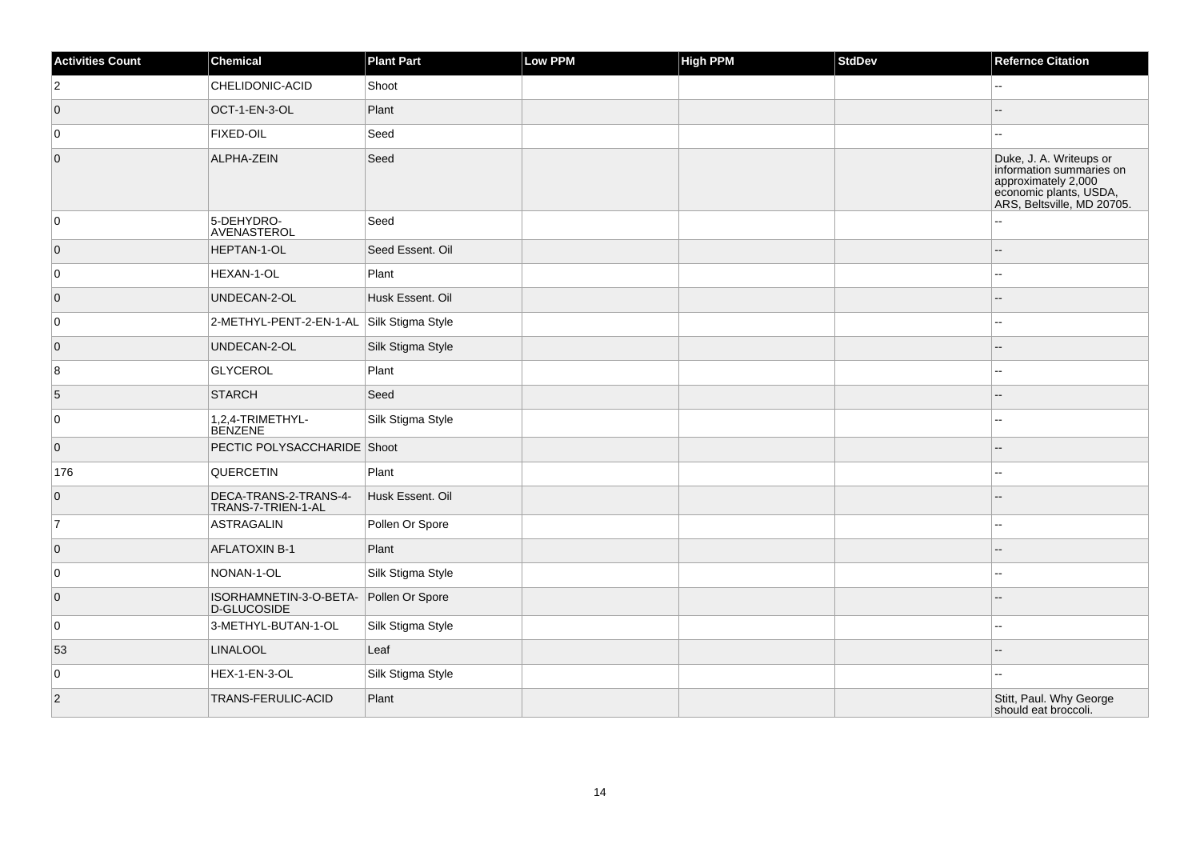| Activities Count | Chemical | Plant Part | Low PPM | High PPM | StdDev | Refernce Citation |
|---|---|---|---|---|---|---|
| 2 | CHELIDONIC-ACID | Shoot | | | | -- |
| 0 | OCT-1-EN-3-OL | Plant | | | | -- |
| 0 | FIXED-OIL | Seed | | | | -- |
| 0 | ALPHA-ZEIN | Seed | | | | Duke, J. A. Writeups or information summaries on approximately 2,000 economic plants, USDA, ARS, Beltsville, MD 20705. |
| 0 | 5-DEHYDRO-AVENASTEROL | Seed | | | | -- |
| 0 | HEPTAN-1-OL | Seed Essent. Oil | | | | -- |
| 0 | HEXAN-1-OL | Plant | | | | -- |
| 0 | UNDECAN-2-OL | Husk Essent. Oil | | | | -- |
| 0 | 2-METHYL-PENT-2-EN-1-AL | Silk Stigma Style | | | | -- |
| 0 | UNDECAN-2-OL | Silk Stigma Style | | | | -- |
| 8 | GLYCEROL | Plant | | | | -- |
| 5 | STARCH | Seed | | | | -- |
| 0 | 1,2,4-TRIMETHYL-BENZENE | Silk Stigma Style | | | | -- |
| 0 | PECTIC POLYSACCHARIDE | Shoot | | | | -- |
| 176 | QUERCETIN | Plant | | | | -- |
| 0 | DECA-TRANS-2-TRANS-4-TRANS-7-TRIEN-1-AL | Husk Essent. Oil | | | | -- |
| 7 | ASTRAGALIN | Pollen Or Spore | | | | -- |
| 0 | AFLATOXIN B-1 | Plant | | | | -- |
| 0 | NONAN-1-OL | Silk Stigma Style | | | | -- |
| 0 | ISORHAMNETIN-3-O-BETA-D-GLUCOSIDE | Pollen Or Spore | | | | -- |
| 0 | 3-METHYL-BUTAN-1-OL | Silk Stigma Style | | | | -- |
| 53 | LINALOOL | Leaf | | | | -- |
| 0 | HEX-1-EN-3-OL | Silk Stigma Style | | | | -- |
| 2 | TRANS-FERULIC-ACID | Plant | | | | Stitt, Paul. Why George should eat broccoli. |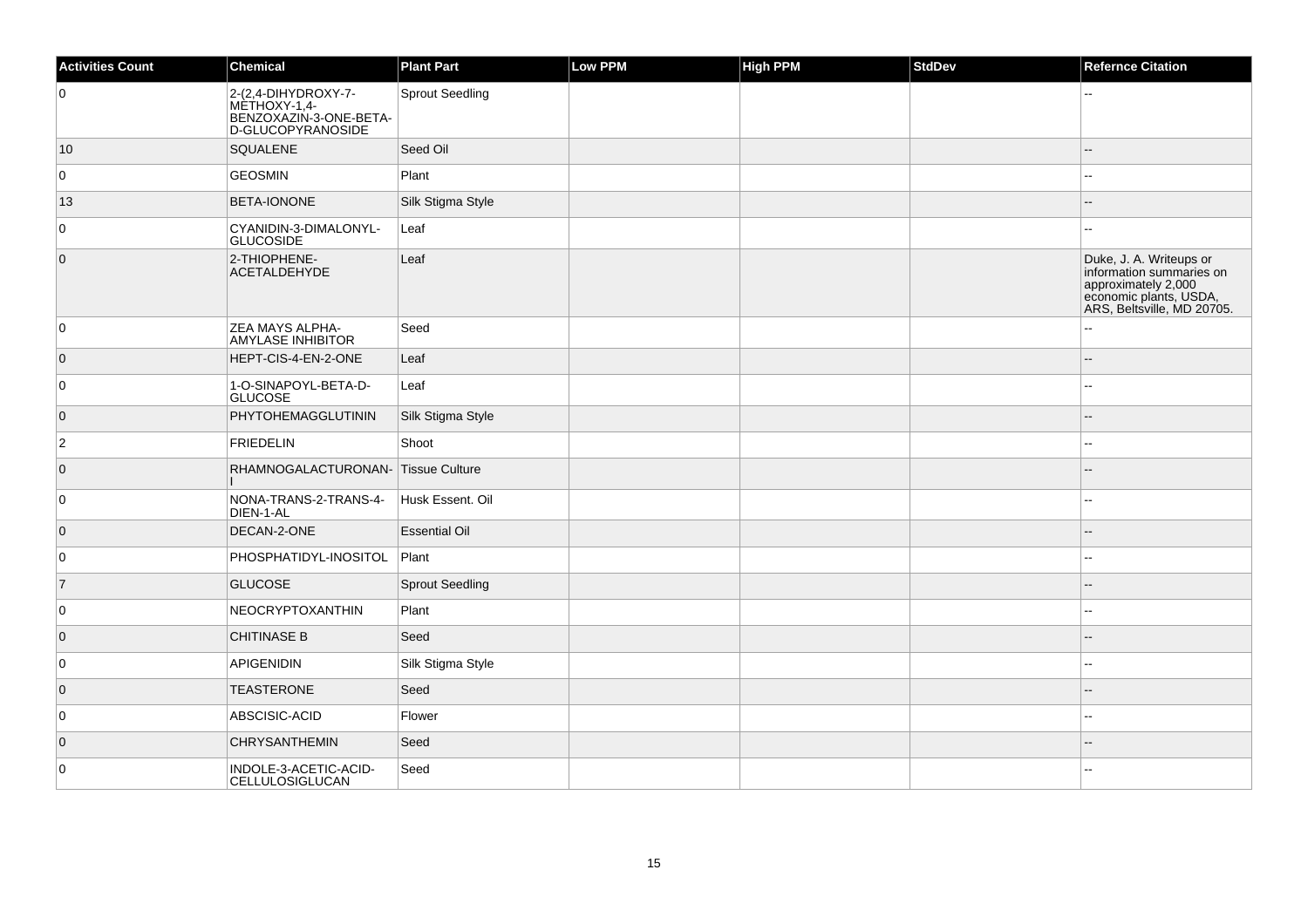| Activities Count | Chemical | Plant Part | Low PPM | High PPM | StdDev | Refernce Citation |
|---|---|---|---|---|---|---|
| 0 | 2-(2,4-DIHYDROXY-7-METHOXY-1,4-BENZOXAZIN-3-ONE-BETA-D-GLUCOPYRANOSIDE | Sprout Seedling | | | | -- |
| 10 | SQUALENE | Seed Oil | | | | -- |
| 0 | GEOSMIN | Plant | | | | -- |
| 13 | BETA-IONONE | Silk Stigma Style | | | | -- |
| 0 | CYANIDIN-3-DIMALONYL-GLUCOSIDE | Leaf | | | | -- |
| 0 | 2-THIOPHENE-ACETALDEHYDE | Leaf | | | | Duke, J. A. Writeups or information summaries on approximately 2,000 economic plants, USDA, ARS, Beltsville, MD 20705. |
| 0 | ZEA MAYS ALPHA-AMYLASE INHIBITOR | Seed | | | | -- |
| 0 | HEPT-CIS-4-EN-2-ONE | Leaf | | | | -- |
| 0 | 1-O-SINAPOYL-BETA-D-GLUCOSE | Leaf | | | | -- |
| 0 | PHYTOHEMAGGLUTININ | Silk Stigma Style | | | | -- |
| 2 | FRIEDELIN | Shoot | | | | -- |
| 0 | RHAMNOGALACTURONAN-I | Tissue Culture | | | | -- |
| 0 | NONA-TRANS-2-TRANS-4-DIEN-1-AL | Husk Essent. Oil | | | | -- |
| 0 | DECAN-2-ONE | Essential Oil | | | | -- |
| 0 | PHOSPHATIDYL-INOSITOL | Plant | | | | -- |
| 7 | GLUCOSE | Sprout Seedling | | | | -- |
| 0 | NEOCRYPTOXANTHIN | Plant | | | | -- |
| 0 | CHITINASE B | Seed | | | | -- |
| 0 | APIGENIDIN | Silk Stigma Style | | | | -- |
| 0 | TEASTERONE | Seed | | | | -- |
| 0 | ABSCISIC-ACID | Flower | | | | -- |
| 0 | CHRYSANTHEMIN | Seed | | | | -- |
| 0 | INDOLE-3-ACETIC-ACID-CELLULOSIGLUCAN | Seed | | | | -- |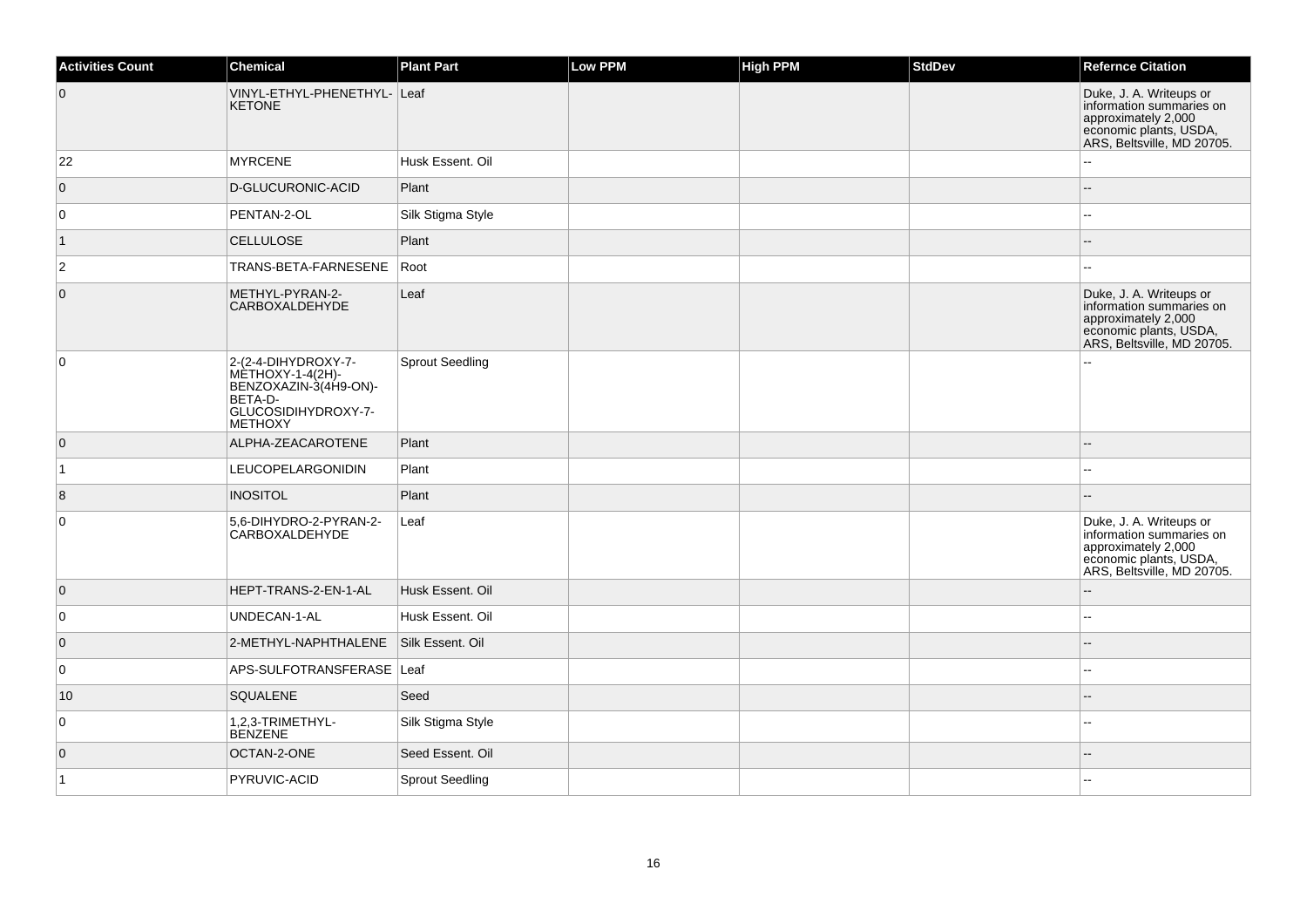| Activities Count | Chemical | Plant Part | Low PPM | High PPM | StdDev | Refernce Citation |
|---|---|---|---|---|---|---|
| 0 | VINYL-ETHYL-PHENETHYL-KETONE | Leaf | | | | Duke, J. A. Writeups or information summaries on approximately 2,000 economic plants, USDA, ARS, Beltsville, MD 20705. |
| 22 | MYRCENE | Husk Essent. Oil | | | | -- |
| 0 | D-GLUCURONIC-ACID | Plant | | | | -- |
| 0 | PENTAN-2-OL | Silk Stigma Style | | | | -- |
| 1 | CELLULOSE | Plant | | | | -- |
| 2 | TRANS-BETA-FARNESENE | Root | | | | -- |
| 0 | METHYL-PYRAN-2-CARBOXALDEHYDE | Leaf | | | | Duke, J. A. Writeups or information summaries on approximately 2,000 economic plants, USDA, ARS, Beltsville, MD 20705. |
| 0 | 2-(2-4-DIHYDROXY-7-METHOXY-1-4(2H)-BENZOXAZIN-3(4H9-ON)-BETA-D-GLUCOSIDIHYDROXY-7-METHOXY | Sprout Seedling | | | | -- |
| 0 | ALPHA-ZEACAROTENE | Plant | | | | -- |
| 1 | LEUCOPELARGONIDIN | Plant | | | | -- |
| 8 | INOSITOL | Plant | | | | -- |
| 0 | 5,6-DIHYDRO-2-PYRAN-2-CARBOXALDEHYDE | Leaf | | | | Duke, J. A. Writeups or information summaries on approximately 2,000 economic plants, USDA, ARS, Beltsville, MD 20705. |
| 0 | HEPT-TRANS-2-EN-1-AL | Husk Essent. Oil | | | | -- |
| 0 | UNDECAN-1-AL | Husk Essent. Oil | | | | -- |
| 0 | 2-METHYL-NAPHTHALENE | Silk Essent. Oil | | | | -- |
| 0 | APS-SULFOTRANSFERASE | Leaf | | | | -- |
| 10 | SQUALENE | Seed | | | | -- |
| 0 | 1,2,3-TRIMETHYL-BENZENE | Silk Stigma Style | | | | -- |
| 0 | OCTAN-2-ONE | Seed Essent. Oil | | | | -- |
| 1 | PYRUVIC-ACID | Sprout Seedling | | | | -- |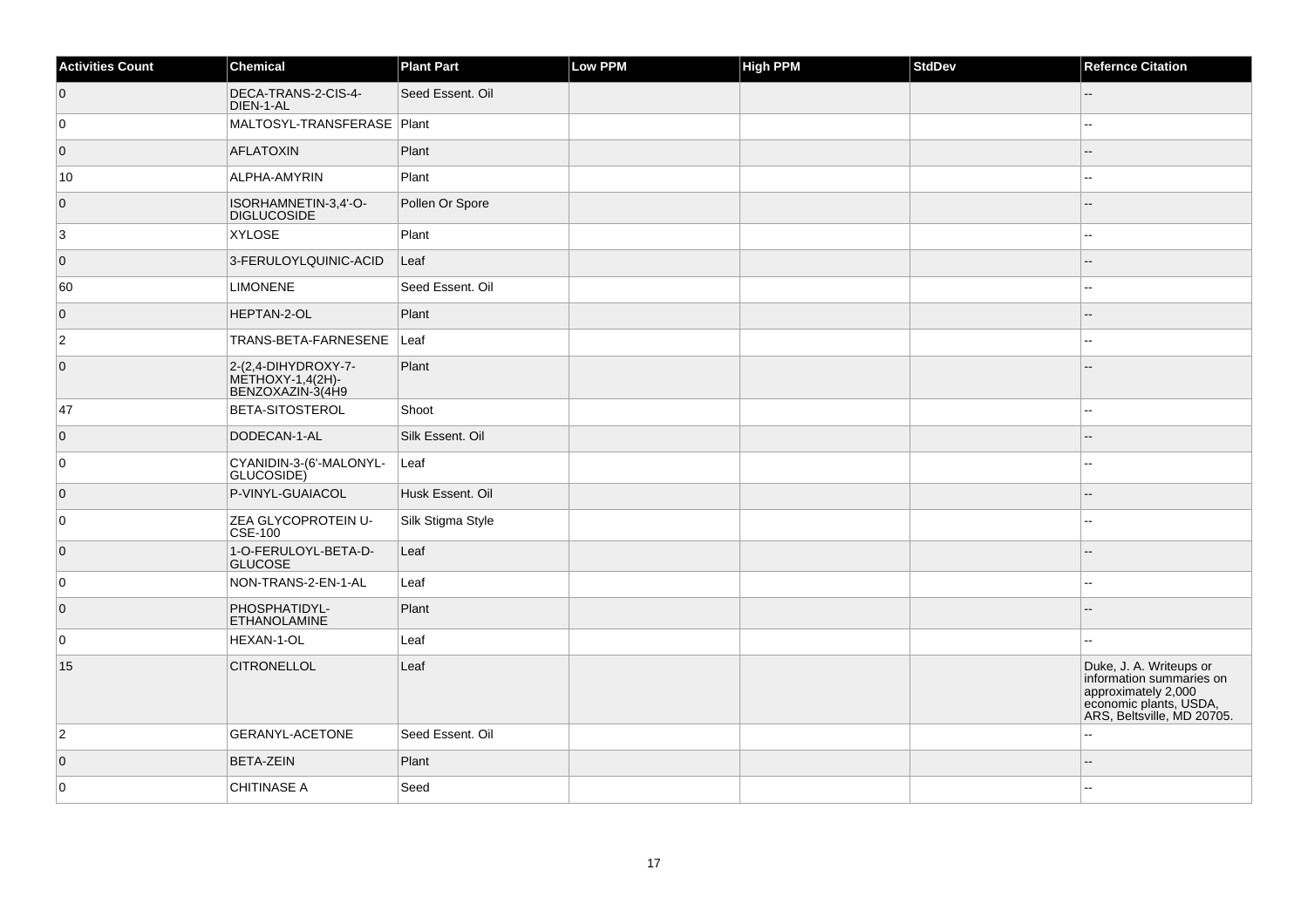| Activities Count | Chemical | Plant Part | Low PPM | High PPM | StdDev | Refernce Citation |
|---|---|---|---|---|---|---|
| 0 | DECA-TRANS-2-CIS-4-DIEN-1-AL | Seed Essent. Oil | | | | -- |
| 0 | MALTOSYL-TRANSFERASE | Plant | | | | -- |
| 0 | AFLATOXIN | Plant | | | | -- |
| 10 | ALPHA-AMYRIN | Plant | | | | -- |
| 0 | ISORHAMNETIN-3,4'-O-DIGLUCOSIDE | Pollen Or Spore | | | | -- |
| 3 | XYLOSE | Plant | | | | -- |
| 0 | 3-FERULOYLQUINIC-ACID | Leaf | | | | -- |
| 60 | LIMONENE | Seed Essent. Oil | | | | -- |
| 0 | HEPTAN-2-OL | Plant | | | | -- |
| 2 | TRANS-BETA-FARNESENE | Leaf | | | | -- |
| 0 | 2-(2,4-DIHYDROXY-7-METHOXY-1,4(2H)-BENZOXAZIN-3(4H9 | Plant | | | | -- |
| 47 | BETA-SITOSTEROL | Shoot | | | | -- |
| 0 | DODECAN-1-AL | Silk Essent. Oil | | | | -- |
| 0 | CYANIDIN-3-(6'-MALONYL-GLUCOSIDE) | Leaf | | | | -- |
| 0 | P-VINYL-GUAIACOL | Husk Essent. Oil | | | | -- |
| 0 | ZEA GLYCOPROTEIN U-CSE-100 | Silk Stigma Style | | | | -- |
| 0 | 1-O-FERULOYL-BETA-D-GLUCOSE | Leaf | | | | -- |
| 0 | NON-TRANS-2-EN-1-AL | Leaf | | | | -- |
| 0 | PHOSPHATIDYL-ETHANOLAMINE | Plant | | | | -- |
| 0 | HEXAN-1-OL | Leaf | | | | -- |
| 15 | CITRONELLOL | Leaf | | | | Duke, J. A. Writeups or information summaries on approximately 2,000 economic plants, USDA, ARS, Beltsville, MD 20705. |
| 2 | GERANYL-ACETONE | Seed Essent. Oil | | | | -- |
| 0 | BETA-ZEIN | Plant | | | | -- |
| 0 | CHITINASE A | Seed | | | | -- |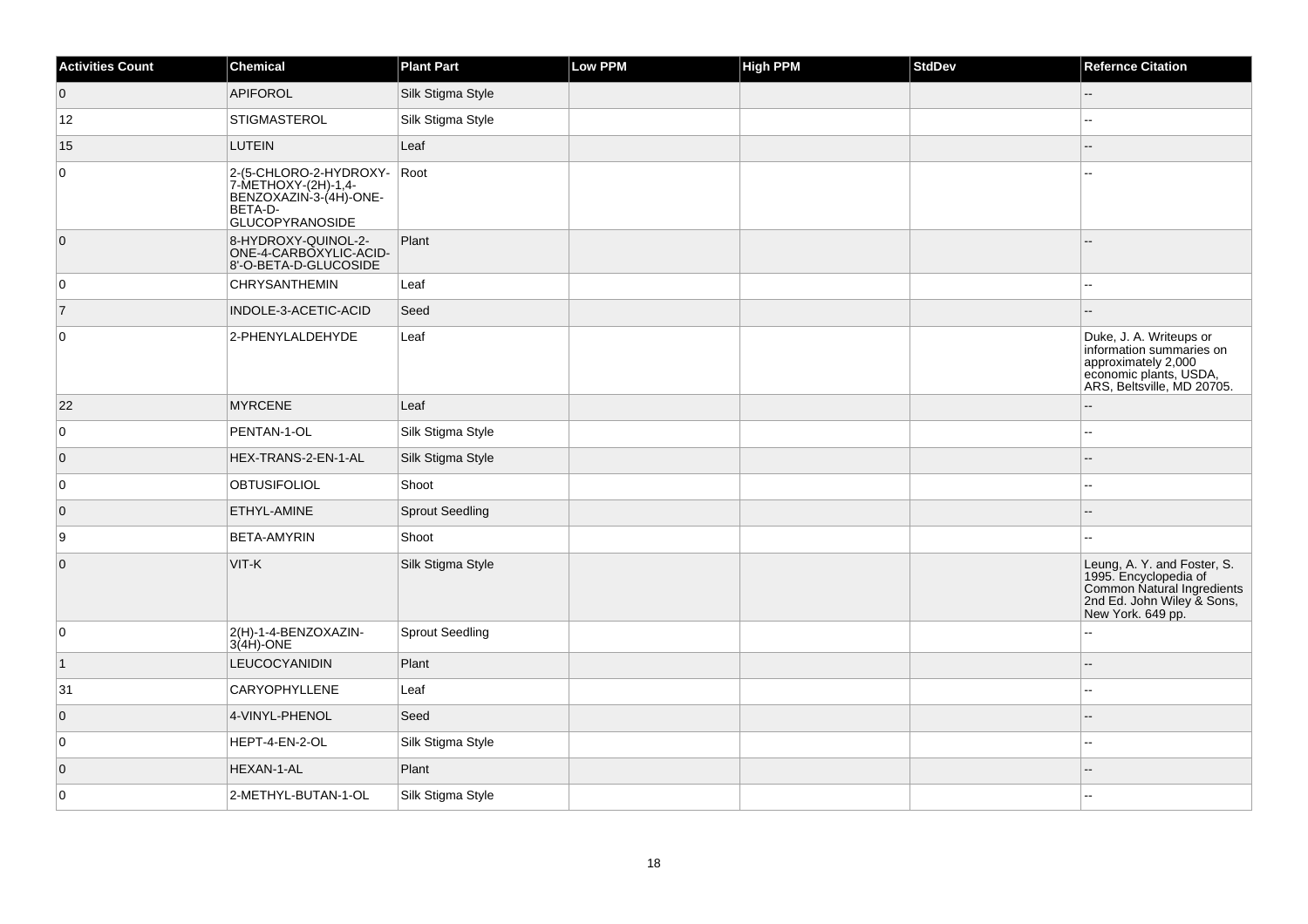| Activities Count | Chemical | Plant Part | Low PPM | High PPM | StdDev | Refernce Citation |
| --- | --- | --- | --- | --- | --- | --- |
| 0 | APIFOROL | Silk Stigma Style | | | | -- |
| 12 | STIGMASTEROL | Silk Stigma Style | | | | -- |
| 15 | LUTEIN | Leaf | | | | -- |
| 0 | 2-(5-CHLORO-2-HYDROXY-7-METHOXY-(2H)-1,4-BENZOXAZIN-3-(4H)-ONE-BETA-D-GLUCOPYRANOSIDE | Root | | | | -- |
| 0 | 8-HYDROXY-QUINOL-2-ONE-4-CARBOXYLIC-ACID-8'-O-BETA-D-GLUCOSIDE | Plant | | | | -- |
| 0 | CHRYSANTHEMIN | Leaf | | | | -- |
| 7 | INDOLE-3-ACETIC-ACID | Seed | | | | -- |
| 0 | 2-PHENYLALDEHYDE | Leaf | | | | Duke, J. A. Writeups or information summaries on approximately 2,000 economic plants, USDA, ARS, Beltsville, MD 20705. |
| 22 | MYRCENE | Leaf | | | | -- |
| 0 | PENTAN-1-OL | Silk Stigma Style | | | | -- |
| 0 | HEX-TRANS-2-EN-1-AL | Silk Stigma Style | | | | -- |
| 0 | OBTUSIFOLIOL | Shoot | | | | -- |
| 0 | ETHYL-AMINE | Sprout Seedling | | | | -- |
| 9 | BETA-AMYRIN | Shoot | | | | -- |
| 0 | VIT-K | Silk Stigma Style | | | | Leung, A. Y. and Foster, S. 1995. Encyclopedia of Common Natural Ingredients 2nd Ed. John Wiley & Sons, New York. 649 pp. |
| 0 | 2(H)-1-4-BENZOXAZIN-3(4H)-ONE | Sprout Seedling | | | | -- |
| 1 | LEUCOCYANIDIN | Plant | | | | -- |
| 31 | CARYOPHYLLENE | Leaf | | | | -- |
| 0 | 4-VINYL-PHENOL | Seed | | | | -- |
| 0 | HEPT-4-EN-2-OL | Silk Stigma Style | | | | -- |
| 0 | HEXAN-1-AL | Plant | | | | -- |
| 0 | 2-METHYL-BUTAN-1-OL | Silk Stigma Style | | | | -- |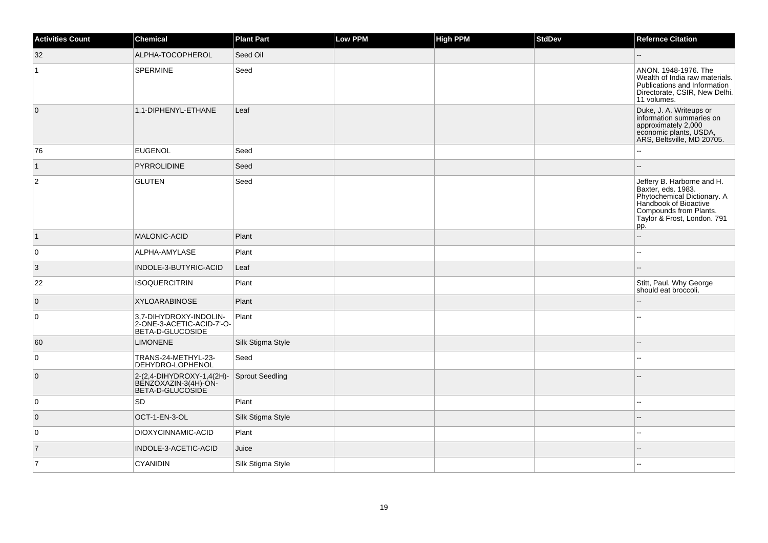| Activities Count | Chemical | Plant Part | Low PPM | High PPM | StdDev | Refernce Citation |
|---|---|---|---|---|---|---|
| 32 | ALPHA-TOCOPHEROL | Seed Oil | | | | -- |
| 1 | SPERMINE | Seed | | | | ANON. 1948-1976. The Wealth of India raw materials. Publications and Information Directorate, CSIR, New Delhi. 11 volumes. |
| 0 | 1,1-DIPHENYL-ETHANE | Leaf | | | | Duke, J. A. Writeups or information summaries on approximately 2,000 economic plants, USDA, ARS, Beltsville, MD 20705. |
| 76 | EUGENOL | Seed | | | | -- |
| 1 | PYRROLIDINE | Seed | | | | -- |
| 2 | GLUTEN | Seed | | | | Jeffery B. Harborne and H. Baxter, eds. 1983. Phytochemical Dictionary. A Handbook of Bioactive Compounds from Plants. Taylor & Frost, London. 791 pp. |
| 1 | MALONIC-ACID | Plant | | | | -- |
| 0 | ALPHA-AMYLASE | Plant | | | | -- |
| 3 | INDOLE-3-BUTYRIC-ACID | Leaf | | | | -- |
| 22 | ISOQUERCITRIN | Plant | | | | Stitt, Paul. Why George should eat broccoli. |
| 0 | XYLOARABINOSE | Plant | | | | -- |
| 0 | 3,7-DIHYDROXY-INDOLIN-2-ONE-3-ACETIC-ACID-7'-O-BETA-D-GLUCOSIDE | Plant | | | | -- |
| 60 | LIMONENE | Silk Stigma Style | | | | -- |
| 0 | TRANS-24-METHYL-23-DEHYDRO-LOPHENOL | Seed | | | | -- |
| 0 | 2-(2,4-DIHYDROXY-1,4(2H)-BENZOXAZIN-3(4H)-ON-BETA-D-GLUCOSIDE | Sprout Seedling | | | | -- |
| 0 | SD | Plant | | | | -- |
| 0 | OCT-1-EN-3-OL | Silk Stigma Style | | | | -- |
| 0 | DIOXYCINNAMIC-ACID | Plant | | | | -- |
| 7 | INDOLE-3-ACETIC-ACID | Juice | | | | -- |
| 7 | CYANIDIN | Silk Stigma Style | | | | -- |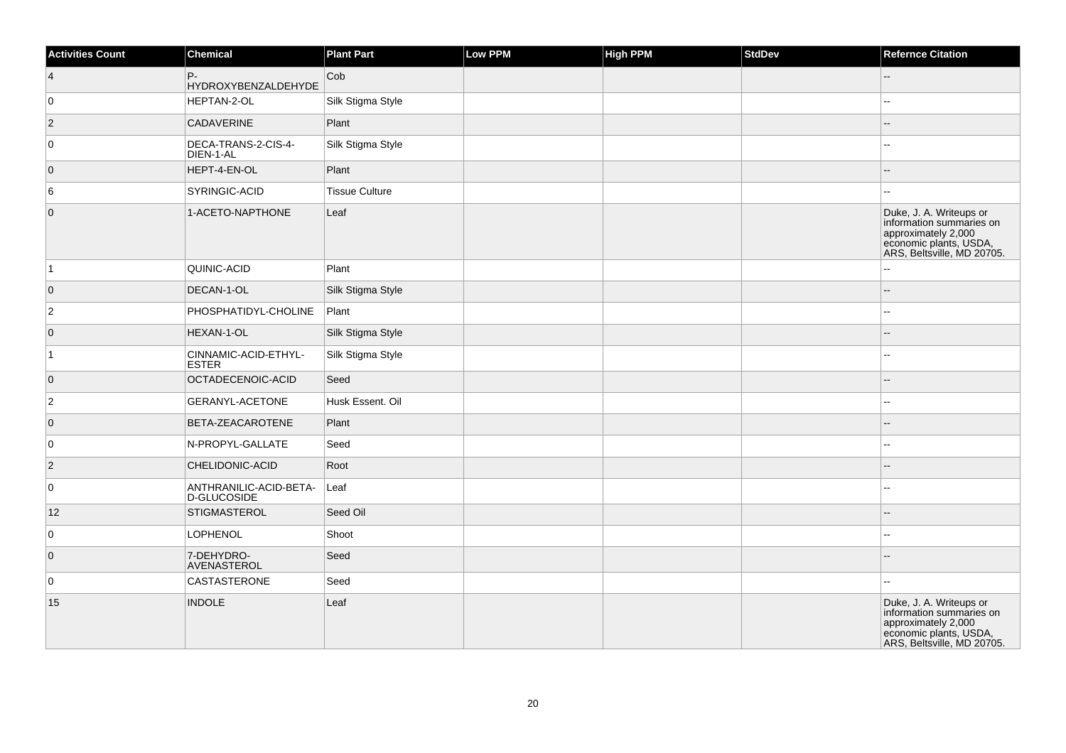| Activities Count | Chemical | Plant Part | Low PPM | High PPM | StdDev | Refernce Citation |
| --- | --- | --- | --- | --- | --- | --- |
| 4 | P-HYDROXYBENZALDEHYDE | Cob | | | | -- |
| 0 | HEPTAN-2-OL | Silk Stigma Style | | | | -- |
| 2 | CADAVERINE | Plant | | | | -- |
| 0 | DECA-TRANS-2-CIS-4-DIEN-1-AL | Silk Stigma Style | | | | -- |
| 0 | HEPT-4-EN-OL | Plant | | | | -- |
| 6 | SYRINGIC-ACID | Tissue Culture | | | | -- |
| 0 | 1-ACETO-NAPTHONE | Leaf | | | | Duke, J. A. Writeups or information summaries on approximately 2,000 economic plants, USDA, ARS, Beltsville, MD 20705. |
| 1 | QUINIC-ACID | Plant | | | | -- |
| 0 | DECAN-1-OL | Silk Stigma Style | | | | -- |
| 2 | PHOSPHATIDYL-CHOLINE | Plant | | | | -- |
| 0 | HEXAN-1-OL | Silk Stigma Style | | | | -- |
| 1 | CINNAMIC-ACID-ETHYL-ESTER | Silk Stigma Style | | | | -- |
| 0 | OCTADECENOIC-ACID | Seed | | | | -- |
| 2 | GERANYL-ACETONE | Husk Essent. Oil | | | | -- |
| 0 | BETA-ZEACAROTENE | Plant | | | | -- |
| 0 | N-PROPYL-GALLATE | Seed | | | | -- |
| 2 | CHELIDONIC-ACID | Root | | | | -- |
| 0 | ANTHRANILIC-ACID-BETA-D-GLUCOSIDE | Leaf | | | | -- |
| 12 | STIGMASTEROL | Seed Oil | | | | -- |
| 0 | LOPHENOL | Shoot | | | | -- |
| 0 | 7-DEHYDRO-AVENASTEROL | Seed | | | | -- |
| 0 | CASTASTERONE | Seed | | | | -- |
| 15 | INDOLE | Leaf | | | | Duke, J. A. Writeups or information summaries on approximately 2,000 economic plants, USDA, ARS, Beltsville, MD 20705. |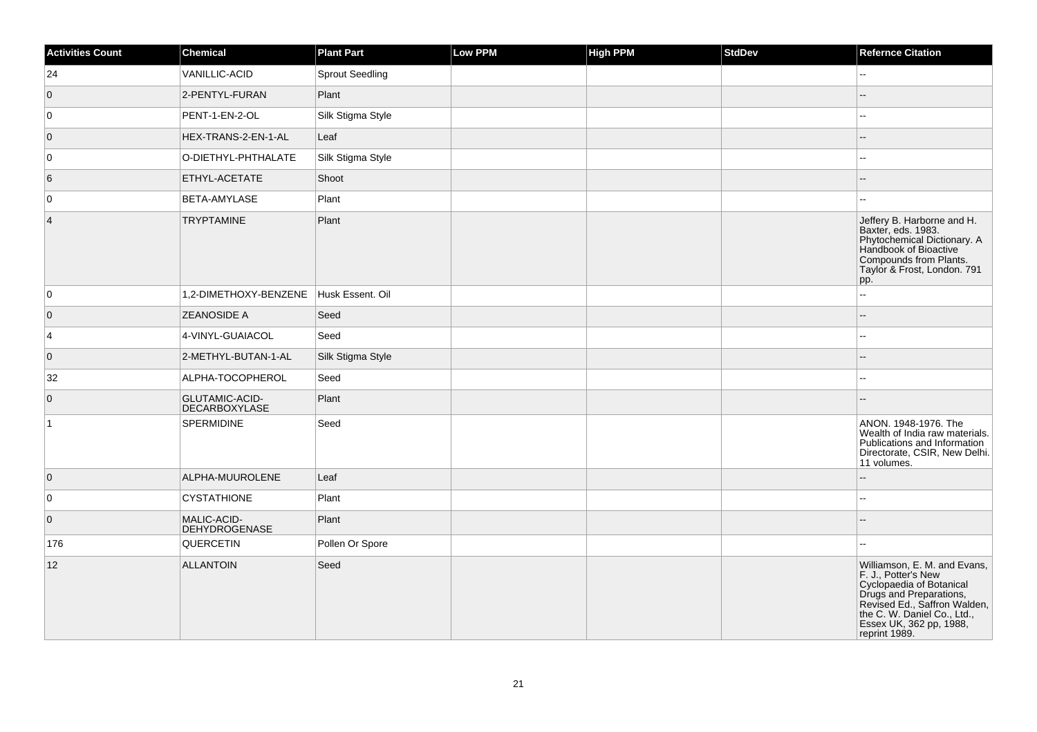| Activities Count | Chemical | Plant Part | Low PPM | High PPM | StdDev | Refernce Citation |
|---|---|---|---|---|---|---|
| 24 | VANILLIC-ACID | Sprout Seedling | | | | -- |
| 0 | 2-PENTYL-FURAN | Plant | | | | -- |
| 0 | PENT-1-EN-2-OL | Silk Stigma Style | | | | -- |
| 0 | HEX-TRANS-2-EN-1-AL | Leaf | | | | -- |
| 0 | O-DIETHYL-PHTHALATE | Silk Stigma Style | | | | -- |
| 6 | ETHYL-ACETATE | Shoot | | | | -- |
| 0 | BETA-AMYLASE | Plant | | | | -- |
| 4 | TRYPTAMINE | Plant | | | | Jeffery B. Harborne and H. Baxter, eds. 1983. Phytochemical Dictionary. A Handbook of Bioactive Compounds from Plants. Taylor & Frost, London. 791 pp. |
| 0 | 1,2-DIMETHOXY-BENZENE | Husk Essent. Oil | | | | -- |
| 0 | ZEANOSIDE A | Seed | | | | -- |
| 4 | 4-VINYL-GUAIACOL | Seed | | | | -- |
| 0 | 2-METHYL-BUTAN-1-AL | Silk Stigma Style | | | | -- |
| 32 | ALPHA-TOCOPHEROL | Seed | | | | -- |
| 0 | GLUTAMIC-ACID-DECARBOXYLASE | Plant | | | | -- |
| 1 | SPERMIDINE | Seed | | | | ANON. 1948-1976. The Wealth of India raw materials. Publications and Information Directorate, CSIR, New Delhi. 11 volumes. |
| 0 | ALPHA-MUUROLENE | Leaf | | | | -- |
| 0 | CYSTATHIONE | Plant | | | | -- |
| 0 | MALIC-ACID-DEHYDROGENASE | Plant | | | | -- |
| 176 | QUERCETIN | Pollen Or Spore | | | | -- |
| 12 | ALLANTOIN | Seed | | | | Williamson, E. M. and Evans, F. J., Potter's New Cyclopaedia of Botanical Drugs and Preparations, Revised Ed., Saffron Walden, the C. W. Daniel Co., Ltd., Essex UK, 362 pp, 1988, reprint 1989. |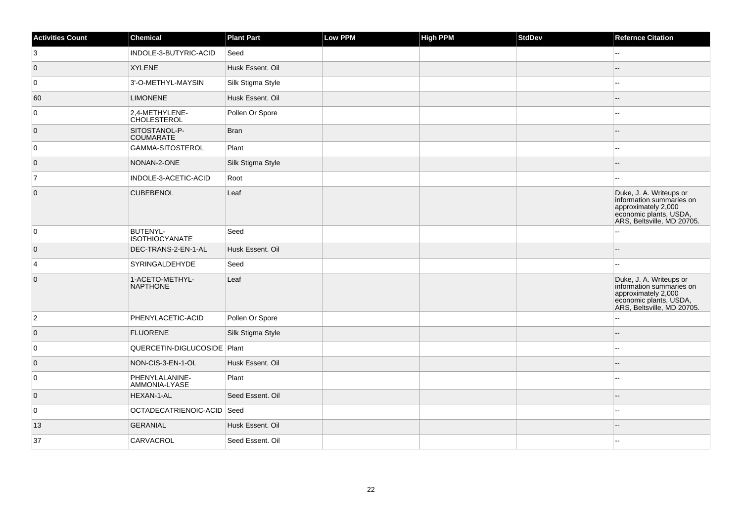| Activities Count | Chemical | Plant Part | Low PPM | High PPM | StdDev | Refernce Citation |
|---|---|---|---|---|---|---|
| 3 | INDOLE-3-BUTYRIC-ACID | Seed | | | | -- |
| 0 | XYLENE | Husk Essent. Oil | | | | -- |
| 0 | 3'-O-METHYL-MAYSIN | Silk Stigma Style | | | | -- |
| 60 | LIMONENE | Husk Essent. Oil | | | | -- |
| 0 | 2,4-METHYLENE-CHOLESTEROL | Pollen Or Spore | | | | -- |
| 0 | SITOSTANOL-P-COUMARATE | Bran | | | | -- |
| 0 | GAMMA-SITOSTEROL | Plant | | | | -- |
| 0 | NONAN-2-ONE | Silk Stigma Style | | | | -- |
| 7 | INDOLE-3-ACETIC-ACID | Root | | | | -- |
| 0 | CUBEBENOL | Leaf | | | | Duke, J. A. Writeups or information summaries on approximately 2,000 economic plants, USDA, ARS, Beltsville, MD 20705. |
| 0 | BUTENYL-ISOTHIOCYANATE | Seed | | | | -- |
| 0 | DEC-TRANS-2-EN-1-AL | Husk Essent. Oil | | | | -- |
| 4 | SYRINGALDEHYDE | Seed | | | | -- |
| 0 | 1-ACETO-METHYL-NAPTHONE | Leaf | | | | Duke, J. A. Writeups or information summaries on approximately 2,000 economic plants, USDA, ARS, Beltsville, MD 20705. |
| 2 | PHENYLACETIC-ACID | Pollen Or Spore | | | | -- |
| 0 | FLUORENE | Silk Stigma Style | | | | -- |
| 0 | QUERCETIN-DIGLUCOSIDE | Plant | | | | -- |
| 0 | NON-CIS-3-EN-1-OL | Husk Essent. Oil | | | | -- |
| 0 | PHENYLALANINE-AMMONIA-LYASE | Plant | | | | -- |
| 0 | HEXAN-1-AL | Seed Essent. Oil | | | | -- |
| 0 | OCTADECATRIENOIC-ACID | Seed | | | | -- |
| 13 | GERANIAL | Husk Essent. Oil | | | | -- |
| 37 | CARVACROL | Seed Essent. Oil | | | | -- |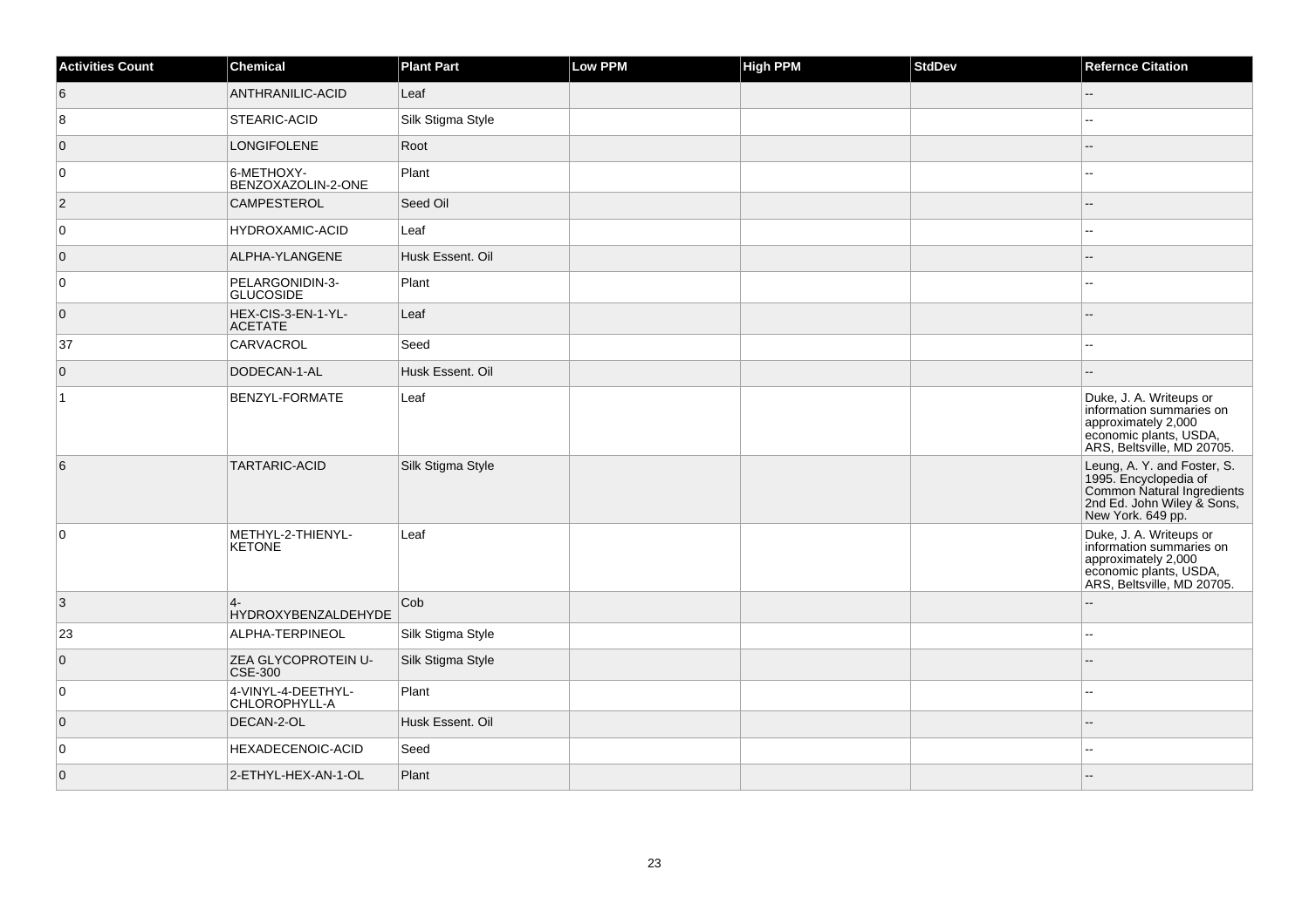| Activities Count | Chemical | Plant Part | Low PPM | High PPM | StdDev | Refernce Citation |
| --- | --- | --- | --- | --- | --- | --- |
| 6 | ANTHRANILIC-ACID | Leaf | | | | -- |
| 8 | STEARIC-ACID | Silk Stigma Style | | | | -- |
| 0 | LONGIFOLENE | Root | | | | -- |
| 0 | 6-METHOXY-BENZOXAZOLIN-2-ONE | Plant | | | | -- |
| 2 | CAMPESTEROL | Seed Oil | | | | -- |
| 0 | HYDROXAMIC-ACID | Leaf | | | | -- |
| 0 | ALPHA-YLANGENE | Husk Essent. Oil | | | | -- |
| 0 | PELARGONIDIN-3-GLUCOSIDE | Plant | | | | -- |
| 0 | HEX-CIS-3-EN-1-YL-ACETATE | Leaf | | | | -- |
| 37 | CARVACROL | Seed | | | | -- |
| 0 | DODECAN-1-AL | Husk Essent. Oil | | | | -- |
| 1 | BENZYL-FORMATE | Leaf | | | | Duke, J. A. Writeups or information summaries on approximately 2,000 economic plants, USDA, ARS, Beltsville, MD 20705. |
| 6 | TARTARIC-ACID | Silk Stigma Style | | | | Leung, A. Y. and Foster, S. 1995. Encyclopedia of Common Natural Ingredients 2nd Ed. John Wiley & Sons, New York. 649 pp. |
| 0 | METHYL-2-THIENYL-KETONE | Leaf | | | | Duke, J. A. Writeups or information summaries on approximately 2,000 economic plants, USDA, ARS, Beltsville, MD 20705. |
| 3 | 4-HYDROXYBENZALDEHYDE | Cob | | | | -- |
| 23 | ALPHA-TERPINEOL | Silk Stigma Style | | | | -- |
| 0 | ZEA GLYCOPROTEIN U-CSE-300 | Silk Stigma Style | | | | -- |
| 0 | 4-VINYL-4-DEETHYL-CHLOROPHYLL-A | Plant | | | | -- |
| 0 | DECAN-2-OL | Husk Essent. Oil | | | | -- |
| 0 | HEXADECENOIC-ACID | Seed | | | | -- |
| 0 | 2-ETHYL-HEX-AN-1-OL | Plant | | | | -- |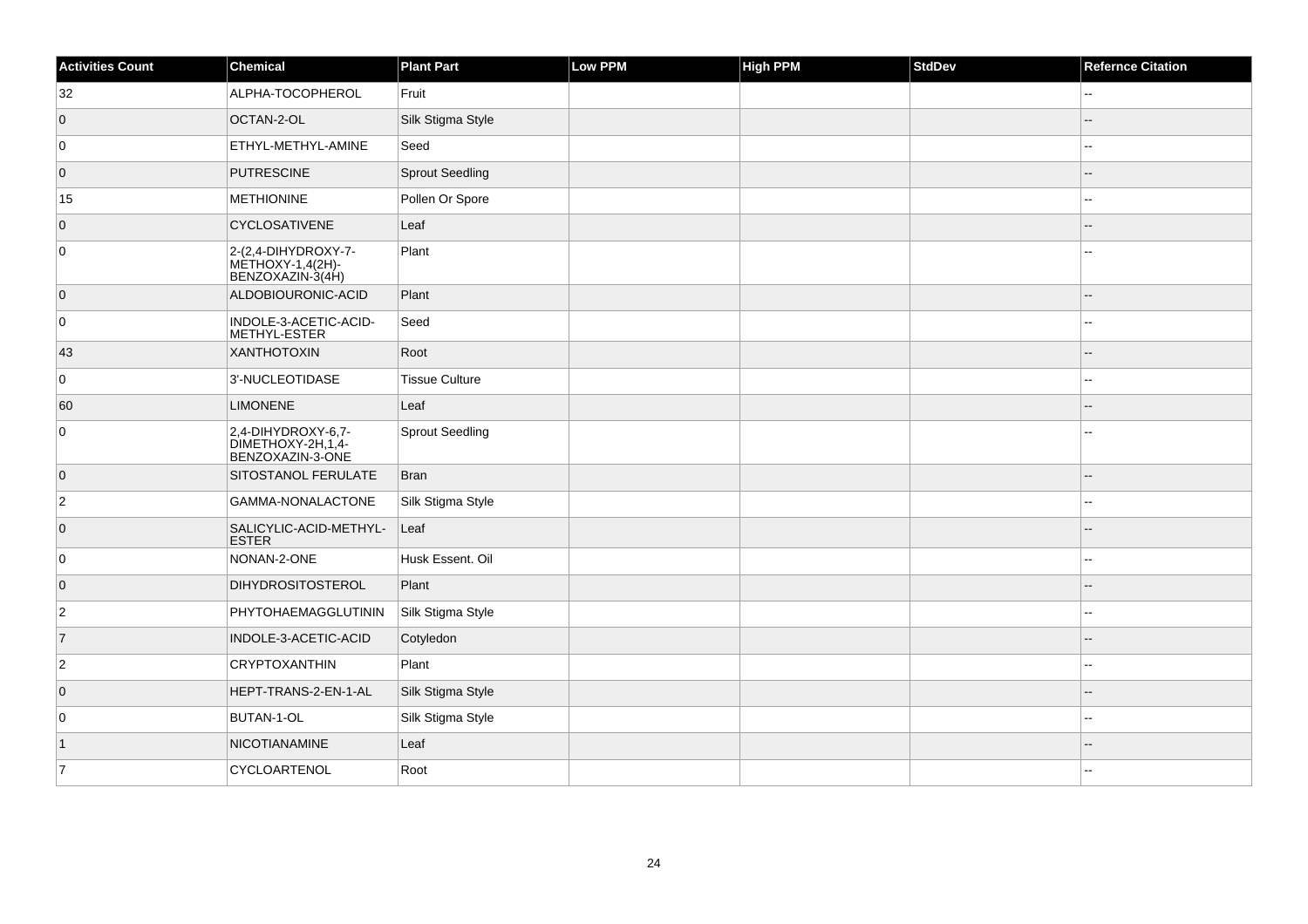| Activities Count | Chemical | Plant Part | Low PPM | High PPM | StdDev | Refernce Citation |
|---|---|---|---|---|---|---|
| 32 | ALPHA-TOCOPHEROL | Fruit | | | | -- |
| 0 | OCTAN-2-OL | Silk Stigma Style | | | | -- |
| 0 | ETHYL-METHYL-AMINE | Seed | | | | -- |
| 0 | PUTRESCINE | Sprout Seedling | | | | -- |
| 15 | METHIONINE | Pollen Or Spore | | | | -- |
| 0 | CYCLOSATIVENE | Leaf | | | | -- |
| 0 | 2-(2,4-DIHYDROXY-7-METHOXY-1,4(2H)-BENZOXAZIN-3(4H) | Plant | | | | -- |
| 0 | ALDOBIOURONIC-ACID | Plant | | | | -- |
| 0 | INDOLE-3-ACETIC-ACID-METHYL-ESTER | Seed | | | | -- |
| 43 | XANTHOTOXIN | Root | | | | -- |
| 0 | 3'-NUCLEOTIDASE | Tissue Culture | | | | -- |
| 60 | LIMONENE | Leaf | | | | -- |
| 0 | 2,4-DIHYDROXY-6,7-DIMETHOXY-2H,1,4-BENZOXAZIN-3-ONE | Sprout Seedling | | | | -- |
| 0 | SITOSTANOL FERULATE | Bran | | | | -- |
| 2 | GAMMA-NONALACTONE | Silk Stigma Style | | | | -- |
| 0 | SALICYLIC-ACID-METHYL-ESTER | Leaf | | | | -- |
| 0 | NONAN-2-ONE | Husk Essent. Oil | | | | -- |
| 0 | DIHYDROSITOSTEROL | Plant | | | | -- |
| 2 | PHYTOHAEMAGGLUTININ | Silk Stigma Style | | | | -- |
| 7 | INDOLE-3-ACETIC-ACID | Cotyledon | | | | -- |
| 2 | CRYPTOXANTHIN | Plant | | | | -- |
| 0 | HEPT-TRANS-2-EN-1-AL | Silk Stigma Style | | | | -- |
| 0 | BUTAN-1-OL | Silk Stigma Style | | | | -- |
| 1 | NICOTIANAMINE | Leaf | | | | -- |
| 7 | CYCLOARTENOL | Root | | | | -- |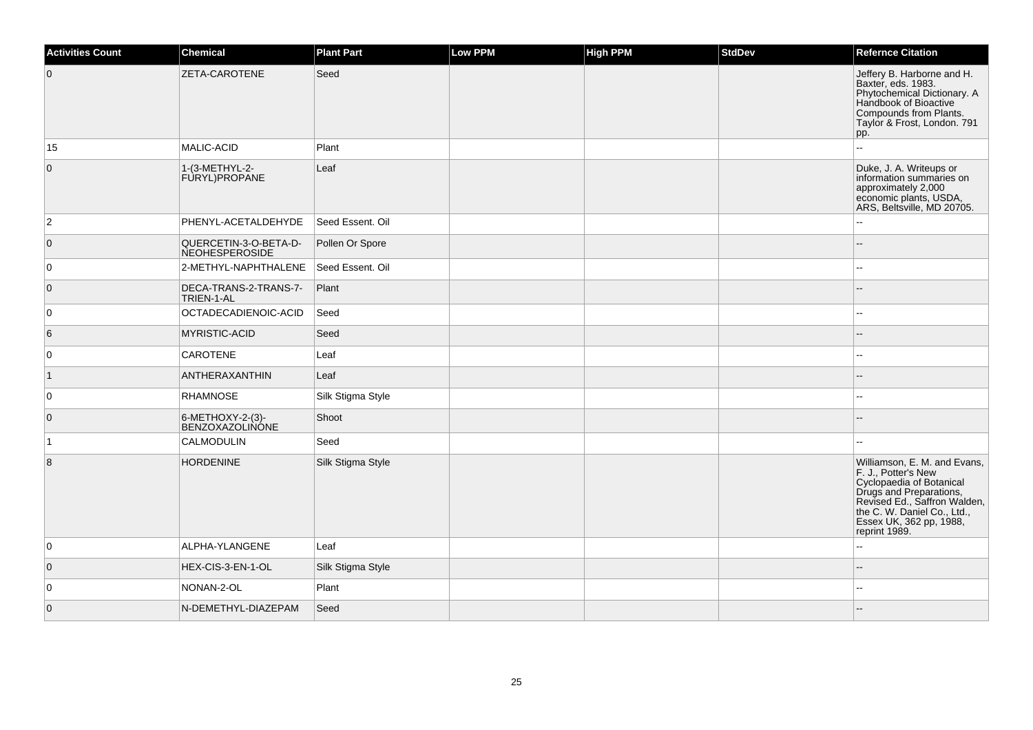| Activities Count | Chemical | Plant Part | Low PPM | High PPM | StdDev | Refernce Citation |
|---|---|---|---|---|---|---|
| 0 | ZETA-CAROTENE | Seed | | | | Jeffery B. Harborne and H. Baxter, eds. 1983. Phytochemical Dictionary. A Handbook of Bioactive Compounds from Plants. Taylor & Frost, London. 791 pp. |
| 15 | MALIC-ACID | Plant | | | | -- |
| 0 | 1-(3-METHYL-2-FURYL)PROPANE | Leaf | | | | Duke, J. A. Writeups or information summaries on approximately 2,000 economic plants, USDA, ARS, Beltsville, MD 20705. |
| 2 | PHENYL-ACETALDEHYDE | Seed Essent. Oil | | | | -- |
| 0 | QUERCETIN-3-O-BETA-D-NEOHESPEROSIDE | Pollen Or Spore | | | | -- |
| 0 | 2-METHYL-NAPHTHALENE | Seed Essent. Oil | | | | -- |
| 0 | DECA-TRANS-2-TRANS-7-TRIEN-1-AL | Plant | | | | -- |
| 0 | OCTADECADIENOIC-ACID | Seed | | | | -- |
| 6 | MYRISTIC-ACID | Seed | | | | -- |
| 0 | CAROTENE | Leaf | | | | -- |
| 1 | ANTHERAXANTHIN | Leaf | | | | -- |
| 0 | RHAMNOSE | Silk Stigma Style | | | | -- |
| 0 | 6-METHOXY-2-(3)-BENZOXAZOLINONE | Shoot | | | | -- |
| 1 | CALMODULIN | Seed | | | | -- |
| 8 | HORDENINE | Silk Stigma Style | | | | Williamson, E. M. and Evans, F. J., Potter's New Cyclopaedia of Botanical Drugs and Preparations, Revised Ed., Saffron Walden, the C. W. Daniel Co., Ltd., Essex UK, 362 pp, 1988, reprint 1989. |
| 0 | ALPHA-YLANGENE | Leaf | | | | -- |
| 0 | HEX-CIS-3-EN-1-OL | Silk Stigma Style | | | | -- |
| 0 | NONAN-2-OL | Plant | | | | -- |
| 0 | N-DEMETHYL-DIAZEPAM | Seed | | | | -- |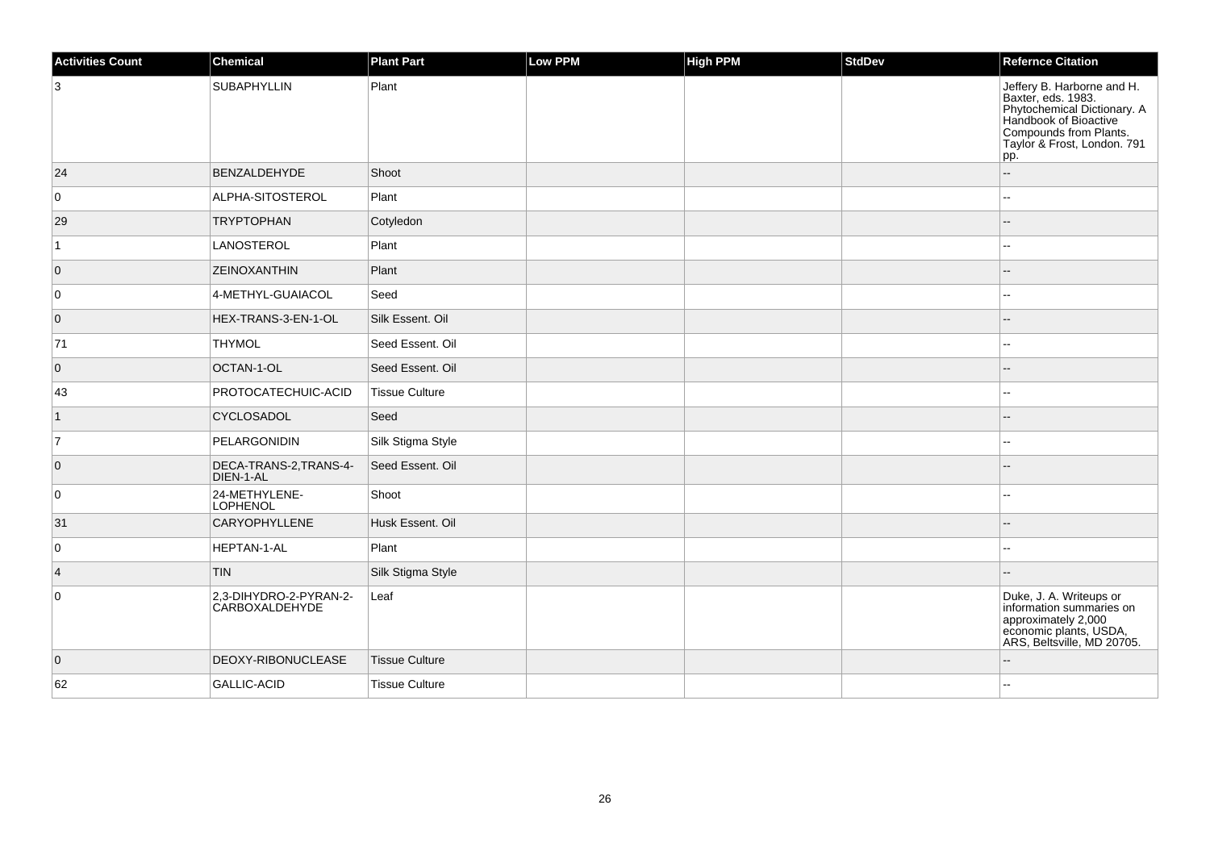| Activities Count | Chemical | Plant Part | Low PPM | High PPM | StdDev | Refernce Citation |
|---|---|---|---|---|---|---|
| 3 | SUBAPHYLLIN | Plant | | | | Jeffery B. Harborne and H. Baxter, eds. 1983. Phytochemical Dictionary. A Handbook of Bioactive Compounds from Plants. Taylor & Frost, London. 791 pp. |
| 24 | BENZALDEHYDE | Shoot | | | | -- |
| 0 | ALPHA-SITOSTEROL | Plant | | | | -- |
| 29 | TRYPTOPHAN | Cotyledon | | | | -- |
| 1 | LANOSTEROL | Plant | | | | -- |
| 0 | ZEINOXANTHIN | Plant | | | | -- |
| 0 | 4-METHYL-GUAIACOL | Seed | | | | -- |
| 0 | HEX-TRANS-3-EN-1-OL | Silk Essent. Oil | | | | -- |
| 71 | THYMOL | Seed Essent. Oil | | | | -- |
| 0 | OCTAN-1-OL | Seed Essent. Oil | | | | -- |
| 43 | PROTOCATECHUIC-ACID | Tissue Culture | | | | -- |
| 1 | CYCLOSADOL | Seed | | | | -- |
| 7 | PELARGONIDIN | Silk Stigma Style | | | | -- |
| 0 | DECA-TRANS-2,TRANS-4-DIEN-1-AL | Seed Essent. Oil | | | | -- |
| 0 | 24-METHYLENE-LOPHENOL | Shoot | | | | -- |
| 31 | CARYOPHYLLENE | Husk Essent. Oil | | | | -- |
| 0 | HEPTAN-1-AL | Plant | | | | -- |
| 4 | TIN | Silk Stigma Style | | | | -- |
| 0 | 2,3-DIHYDRO-2-PYRAN-2-CARBOXALDEHYDE | Leaf | | | | Duke, J. A. Writeups or information summaries on approximately 2,000 economic plants, USDA, ARS, Beltsville, MD 20705. |
| 0 | DEOXY-RIBONUCLEASE | Tissue Culture | | | | -- |
| 62 | GALLIC-ACID | Tissue Culture | | | | -- |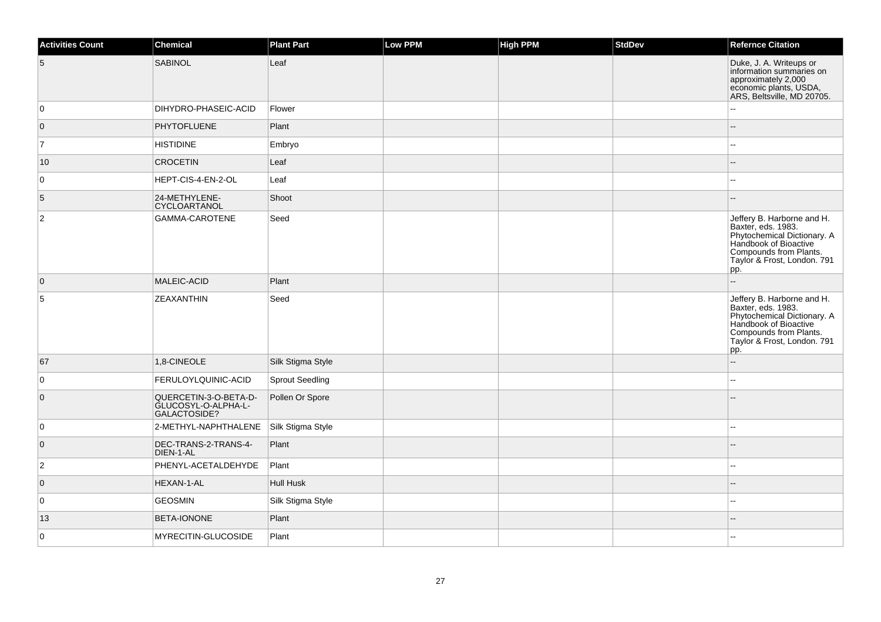| Activities Count | Chemical | Plant Part | Low PPM | High PPM | StdDev | Refernce Citation |
|---|---|---|---|---|---|---|
| 5 | SABINOL | Leaf | | | | Duke, J. A. Writeups or information summaries on approximately 2,000 economic plants, USDA, ARS, Beltsville, MD 20705. |
| 0 | DIHYDRO-PHASEIC-ACID | Flower | | | | -- |
| 0 | PHYTOFLUENE | Plant | | | | -- |
| 7 | HISTIDINE | Embryo | | | | -- |
| 10 | CROCETIN | Leaf | | | | -- |
| 0 | HEPT-CIS-4-EN-2-OL | Leaf | | | | -- |
| 5 | 24-METHYLENE-CYCLOARTANOL | Shoot | | | | -- |
| 2 | GAMMA-CAROTENE | Seed | | | | Jeffery B. Harborne and H. Baxter, eds. 1983. Phytochemical Dictionary. A Handbook of Bioactive Compounds from Plants. Taylor & Frost, London. 791 pp. |
| 0 | MALEIC-ACID | Plant | | | | -- |
| 5 | ZEAXANTHIN | Seed | | | | Jeffery B. Harborne and H. Baxter, eds. 1983. Phytochemical Dictionary. A Handbook of Bioactive Compounds from Plants. Taylor & Frost, London. 791 pp. |
| 67 | 1,8-CINEOLE | Silk Stigma Style | | | | -- |
| 0 | FERULOYLQUINIC-ACID | Sprout Seedling | | | | -- |
| 0 | QUERCETIN-3-O-BETA-D-GLUCOSYL-O-ALPHA-L-GALACTOSIDE? | Pollen Or Spore | | | | -- |
| 0 | 2-METHYL-NAPHTHALENE | Silk Stigma Style | | | | -- |
| 0 | DEC-TRANS-2-TRANS-4-DIEN-1-AL | Plant | | | | -- |
| 2 | PHENYL-ACETALDEHYDE | Plant | | | | -- |
| 0 | HEXAN-1-AL | Hull Husk | | | | -- |
| 0 | GEOSMIN | Silk Stigma Style | | | | -- |
| 13 | BETA-IONONE | Plant | | | | -- |
| 0 | MYRECITIN-GLUCOSIDE | Plant | | | | -- |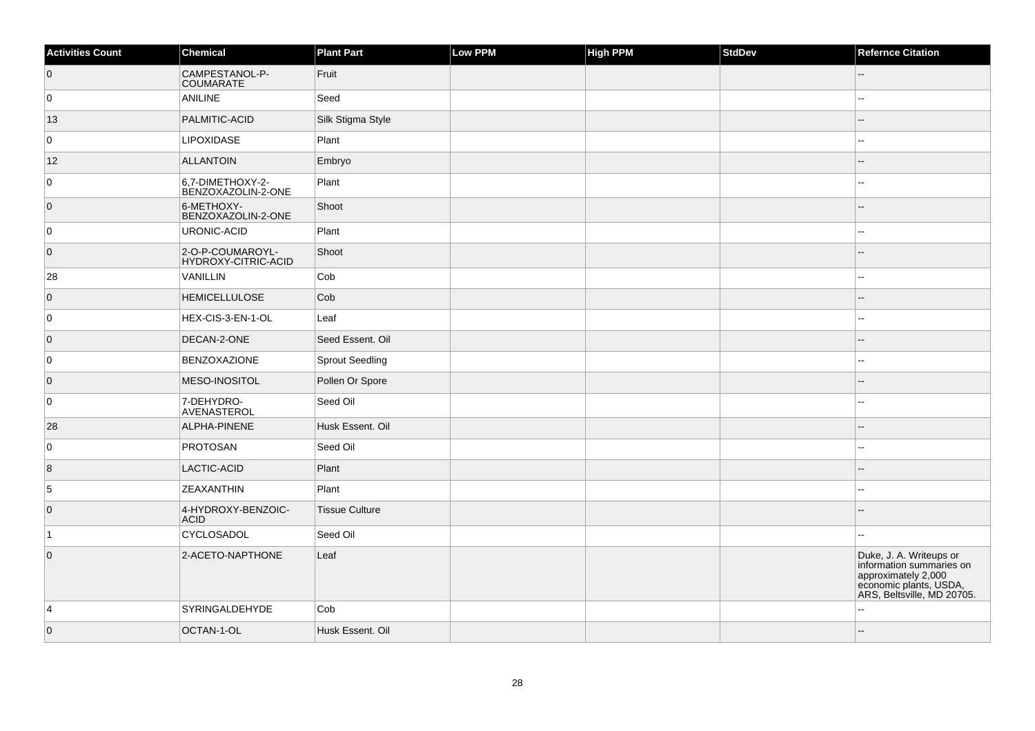| Activities Count | Chemical | Plant Part | Low PPM | High PPM | StdDev | Refernce Citation |
|---|---|---|---|---|---|---|
| 0 | CAMPESTANOL-P-COUMARATE | Fruit | | | | -- |
| 0 | ANILINE | Seed | | | | -- |
| 13 | PALMITIC-ACID | Silk Stigma Style | | | | -- |
| 0 | LIPOXIDASE | Plant | | | | -- |
| 12 | ALLANTOIN | Embryo | | | | -- |
| 0 | 6,7-DIMETHOXY-2-BENZOXAZOLIN-2-ONE | Plant | | | | -- |
| 0 | 6-METHOXY-BENZOXAZOLIN-2-ONE | Shoot | | | | -- |
| 0 | URONIC-ACID | Plant | | | | -- |
| 0 | 2-O-P-COUMAROYL-HYDROXY-CITRIC-ACID | Shoot | | | | -- |
| 28 | VANILLIN | Cob | | | | -- |
| 0 | HEMICELLULOSE | Cob | | | | -- |
| 0 | HEX-CIS-3-EN-1-OL | Leaf | | | | -- |
| 0 | DECAN-2-ONE | Seed Essent. Oil | | | | -- |
| 0 | BENZOXAZIONE | Sprout Seedling | | | | -- |
| 0 | MESO-INOSITOL | Pollen Or Spore | | | | -- |
| 0 | 7-DEHYDRO-AVENASTEROL | Seed Oil | | | | -- |
| 28 | ALPHA-PINENE | Husk Essent. Oil | | | | -- |
| 0 | PROTOSAN | Seed Oil | | | | -- |
| 8 | LACTIC-ACID | Plant | | | | -- |
| 5 | ZEAXANTHIN | Plant | | | | -- |
| 0 | 4-HYDROXY-BENZOIC-ACID | Tissue Culture | | | | -- |
| 1 | CYCLOSADOL | Seed Oil | | | | -- |
| 0 | 2-ACETO-NAPTHONE | Leaf | | | | Duke, J. A. Writeups or information summaries on approximately 2,000 economic plants, USDA, ARS, Beltsville, MD 20705. |
| 4 | SYRINGALDEHYDE | Cob | | | | -- |
| 0 | OCTAN-1-OL | Husk Essent. Oil | | | | -- |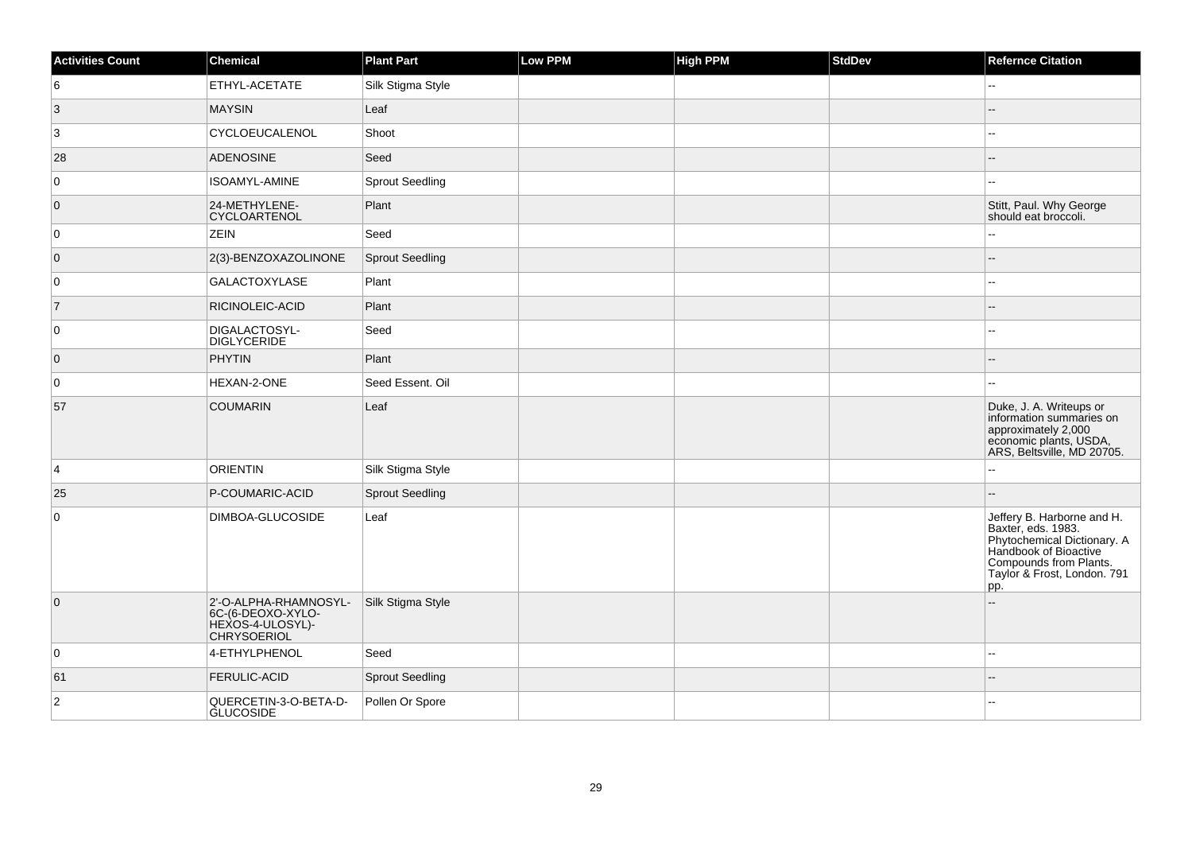| Activities Count | Chemical | Plant Part | Low PPM | High PPM | StdDev | Refernce Citation |
|---|---|---|---|---|---|---|
| 6 | ETHYL-ACETATE | Silk Stigma Style | | | | -- |
| 3 | MAYSIN | Leaf | | | | -- |
| 3 | CYCLOEUCALENOL | Shoot | | | | -- |
| 28 | ADENOSINE | Seed | | | | -- |
| 0 | ISOAMYL-AMINE | Sprout Seedling | | | | -- |
| 0 | 24-METHYLENE-CYCLOARTENOL | Plant | | | | Stitt, Paul. Why George should eat broccoli. |
| 0 | ZEIN | Seed | | | | -- |
| 0 | 2(3)-BENZOXAZOLINONE | Sprout Seedling | | | | -- |
| 0 | GALACTOXYLASE | Plant | | | | -- |
| 7 | RICINOLEIC-ACID | Plant | | | | -- |
| 0 | DIGALACTOSYL-DIGLYCERIDE | Seed | | | | -- |
| 0 | PHYTIN | Plant | | | | -- |
| 0 | HEXAN-2-ONE | Seed Essent. Oil | | | | -- |
| 57 | COUMARIN | Leaf | | | | Duke, J. A. Writeups or information summaries on approximately 2,000 economic plants, USDA, ARS, Beltsville, MD 20705. |
| 4 | ORIENTIN | Silk Stigma Style | | | | -- |
| 25 | P-COUMARIC-ACID | Sprout Seedling | | | | -- |
| 0 | DIMBOA-GLUCOSIDE | Leaf | | | | Jeffery B. Harborne and H. Baxter, eds. 1983. Phytochemical Dictionary. A Handbook of Bioactive Compounds from Plants. Taylor & Frost, London. 791 pp. |
| 0 | 2'-O-ALPHA-RHAMNOSYL-6C-(6-DEOXO-XYLO-HEXOS-4-ULOSYL)-CHRYSOERIOL | Silk Stigma Style | | | | -- |
| 0 | 4-ETHYLPHENOL | Seed | | | | -- |
| 61 | FERULIC-ACID | Sprout Seedling | | | | -- |
| 2 | QUERCETIN-3-O-BETA-D-GLUCOSIDE | Pollen Or Spore | | | | -- |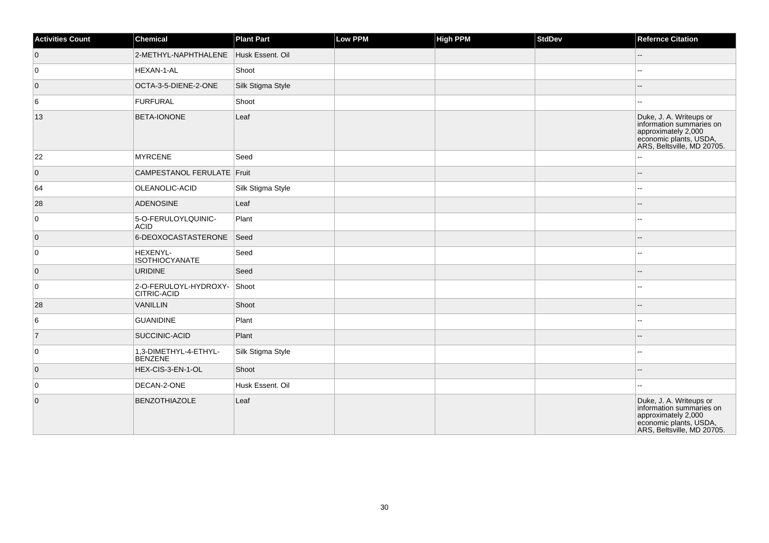| Activities Count | Chemical | Plant Part | Low PPM | High PPM | StdDev | Refernce Citation |
| --- | --- | --- | --- | --- | --- | --- |
| 0 | 2-METHYL-NAPHTHALENE | Husk Essent. Oil | | | | -- |
| 0 | HEXAN-1-AL | Shoot | | | | -- |
| 0 | OCTA-3-5-DIENE-2-ONE | Silk Stigma Style | | | | -- |
| 6 | FURFURAL | Shoot | | | | -- |
| 13 | BETA-IONONE | Leaf | | | | Duke, J. A. Writeups or information summaries on approximately 2,000 economic plants, USDA, ARS, Beltsville, MD 20705. |
| 22 | MYRCENE | Seed | | | | -- |
| 0 | CAMPESTANOL FERULATE | Fruit | | | | -- |
| 64 | OLEANOLIC-ACID | Silk Stigma Style | | | | -- |
| 28 | ADENOSINE | Leaf | | | | -- |
| 0 | 5-O-FERULOYLQUINIC-ACID | Plant | | | | -- |
| 0 | 6-DEOXOCASTASTERONE | Seed | | | | -- |
| 0 | HEXENYL-ISOTHIOCYANATE | Seed | | | | -- |
| 0 | URIDINE | Seed | | | | -- |
| 0 | 2-O-FERULOYL-HYDROXY-CITRIC-ACID | Shoot | | | | -- |
| 28 | VANILLIN | Shoot | | | | -- |
| 6 | GUANIDINE | Plant | | | | -- |
| 7 | SUCCINIC-ACID | Plant | | | | -- |
| 0 | 1,3-DIMETHYL-4-ETHYL-BENZENE | Silk Stigma Style | | | | -- |
| 0 | HEX-CIS-3-EN-1-OL | Shoot | | | | -- |
| 0 | DECAN-2-ONE | Husk Essent. Oil | | | | -- |
| 0 | BENZOTHIAZOLE | Leaf | | | | Duke, J. A. Writeups or information summaries on approximately 2,000 economic plants, USDA, ARS, Beltsville, MD 20705. |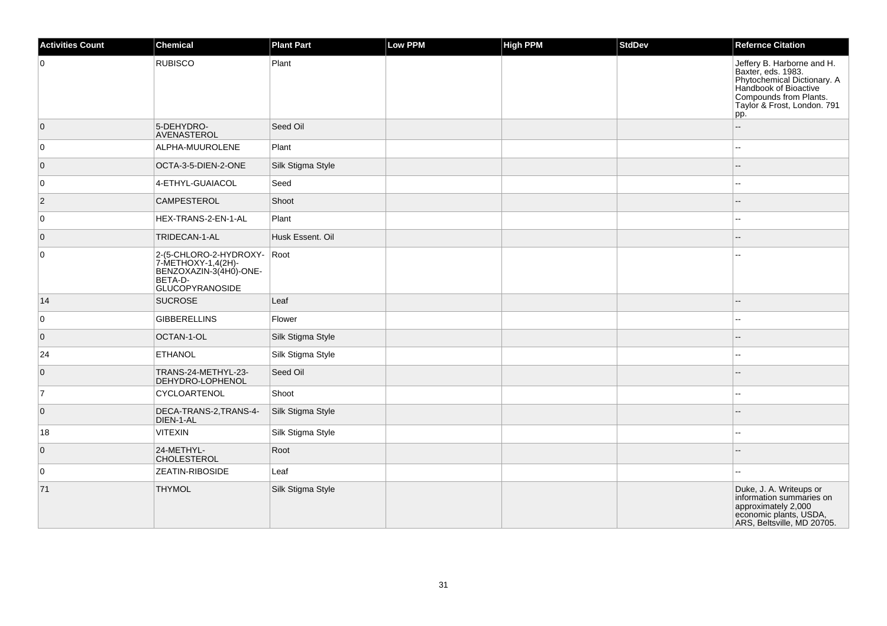| Activities Count | Chemical | Plant Part | Low PPM | High PPM | StdDev | Refernce Citation |
|---|---|---|---|---|---|---|
| 0 | RUBISCO | Plant | | | | Jeffery B. Harborne and H. Baxter, eds. 1983. Phytochemical Dictionary. A Handbook of Bioactive Compounds from Plants. Taylor & Frost, London. 791 pp. |
| 0 | 5-DEHYDRO-AVENASTEROL | Seed Oil | | | | -- |
| 0 | ALPHA-MUUROLENE | Plant | | | | -- |
| 0 | OCTA-3-5-DIEN-2-ONE | Silk Stigma Style | | | | -- |
| 0 | 4-ETHYL-GUAIACOL | Seed | | | | -- |
| 2 | CAMPESTEROL | Shoot | | | | -- |
| 0 | HEX-TRANS-2-EN-1-AL | Plant | | | | -- |
| 0 | TRIDECAN-1-AL | Husk Essent. Oil | | | | -- |
| 0 | 2-(5-CHLORO-2-HYDROXY-7-METHOXY-1,4(2H)-BENZOXAZIN-3(4H0)-ONE-BETA-D-GLUCOPYRANOSIDE | Root | | | | -- |
| 14 | SUCROSE | Leaf | | | | -- |
| 0 | GIBBERELLINS | Flower | | | | -- |
| 0 | OCTAN-1-OL | Silk Stigma Style | | | | -- |
| 24 | ETHANOL | Silk Stigma Style | | | | -- |
| 0 | TRANS-24-METHYL-23-DEHYDRO-LOPHENOL | Seed Oil | | | | -- |
| 7 | CYCLOARTENOL | Shoot | | | | -- |
| 0 | DECA-TRANS-2,TRANS-4-DIEN-1-AL | Silk Stigma Style | | | | -- |
| 18 | VITEXIN | Silk Stigma Style | | | | -- |
| 0 | 24-METHYL-CHOLESTEROL | Root | | | | -- |
| 0 | ZEATIN-RIBOSIDE | Leaf | | | | -- |
| 71 | THYMOL | Silk Stigma Style | | | | Duke, J. A. Writeups or information summaries on approximately 2,000 economic plants, USDA, ARS, Beltsville, MD 20705. |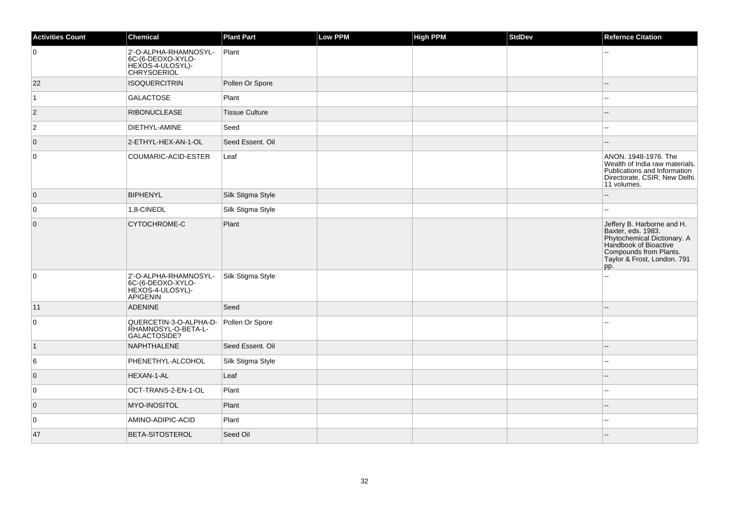| Activities Count | Chemical | Plant Part | Low PPM | High PPM | StdDev | Refernce Citation |
| --- | --- | --- | --- | --- | --- | --- |
| 0 | 2'-O-ALPHA-RHAMNOSYL-6C-(6-DEOXO-XYLO-HEXOS-4-ULOSYL)-CHRYSOERIOL | Plant | | | | -- |
| 22 | ISOQUERCITRIN | Pollen Or Spore | | | | -- |
| 1 | GALACTOSE | Plant | | | | -- |
| 2 | RIBONUCLEASE | Tissue Culture | | | | -- |
| 2 | DIETHYL-AMINE | Seed | | | | -- |
| 0 | 2-ETHYL-HEX-AN-1-OL | Seed Essent. Oil | | | | -- |
| 0 | COUMARIC-ACID-ESTER | Leaf | | | | ANON. 1948-1976. The Wealth of India raw materials. Publications and Information Directorate, CSIR, New Delhi. 11 volumes. |
| 0 | BIPHENYL | Silk Stigma Style | | | | -- |
| 0 | 1,8-CINEOL | Silk Stigma Style | | | | -- |
| 0 | CYTOCHROME-C | Plant | | | | Jeffery B. Harborne and H. Baxter, eds. 1983. Phytochemical Dictionary. A Handbook of Bioactive Compounds from Plants. Taylor & Frost, London. 791 pp. |
| 0 | 2'-O-ALPHA-RHAMNOSYL-6C-(6-DEOXO-XYLO-HEXOS-4-ULOSYL)-APIGENIN | Silk Stigma Style | | | | -- |
| 11 | ADENINE | Seed | | | | -- |
| 0 | QUERCETIN-3-O-ALPHA-D-RHAMNOSYL-O-BETA-L-GALACTOSIDE? | Pollen Or Spore | | | | -- |
| 1 | NAPHTHALENE | Seed Essent. Oil | | | | -- |
| 6 | PHENETHYL-ALCOHOL | Silk Stigma Style | | | | -- |
| 0 | HEXAN-1-AL | Leaf | | | | -- |
| 0 | OCT-TRANS-2-EN-1-OL | Plant | | | | -- |
| 0 | MYO-INOSITOL | Plant | | | | -- |
| 0 | AMINO-ADIPIC-ACID | Plant | | | | -- |
| 47 | BETA-SITOSTEROL | Seed Oil | | | | -- |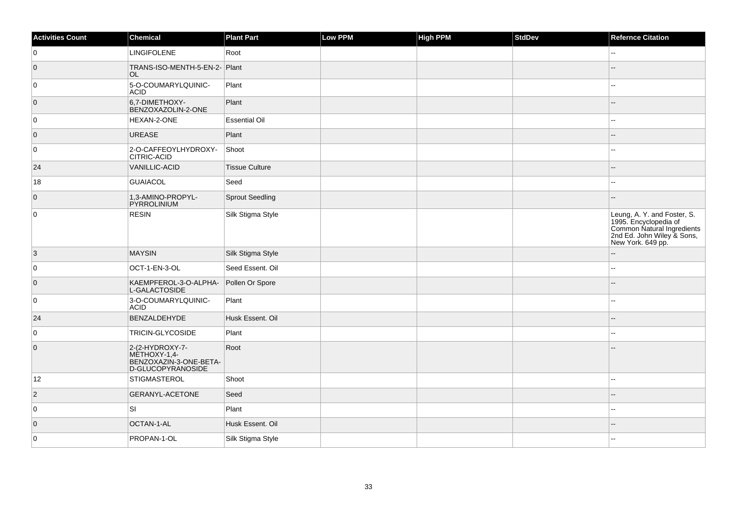| Activities Count | Chemical | Plant Part | Low PPM | High PPM | StdDev | Refernce Citation |
| --- | --- | --- | --- | --- | --- | --- |
| 0 | LINGIFOLENE | Root | | | | -- |
| 0 | TRANS-ISO-MENTH-5-EN-2-OL | Plant | | | | -- |
| 0 | 5-O-COUMARYLQUINIC-ACID | Plant | | | | -- |
| 0 | 6,7-DIMETHOXY-BENZOXAZOLIN-2-ONE | Plant | | | | -- |
| 0 | HEXAN-2-ONE | Essential Oil | | | | -- |
| 0 | UREASE | Plant | | | | -- |
| 0 | 2-O-CAFFEOYLHYDROXY-CITRIC-ACID | Shoot | | | | -- |
| 24 | VANILLIC-ACID | Tissue Culture | | | | -- |
| 18 | GUAIACOL | Seed | | | | -- |
| 0 | 1,3-AMINO-PROPYL-PYRROLINIUM | Sprout Seedling | | | | -- |
| 0 | RESIN | Silk Stigma Style | | | | Leung, A. Y. and Foster, S. 1995. Encyclopedia of Common Natural Ingredients 2nd Ed. John Wiley & Sons, New York. 649 pp. |
| 3 | MAYSIN | Silk Stigma Style | | | | -- |
| 0 | OCT-1-EN-3-OL | Seed Essent. Oil | | | | -- |
| 0 | KAEMPFEROL-3-O-ALPHA-L-GALACTOSIDE | Pollen Or Spore | | | | -- |
| 0 | 3-O-COUMARYLQUINIC-ACID | Plant | | | | -- |
| 24 | BENZALDEHYDE | Husk Essent. Oil | | | | -- |
| 0 | TRICIN-GLYCOSIDE | Plant | | | | -- |
| 0 | 2-(2-HYDROXY-7-METHOXY-1,4-BENZOXAZIN-3-ONE-BETA-D-GLUCOPYRANOSIDE | Root | | | | -- |
| 12 | STIGMASTEROL | Shoot | | | | -- |
| 2 | GERANYL-ACETONE | Seed | | | | -- |
| 0 | SI | Plant | | | | -- |
| 0 | OCTAN-1-AL | Husk Essent. Oil | | | | -- |
| 0 | PROPAN-1-OL | Silk Stigma Style | | | | -- |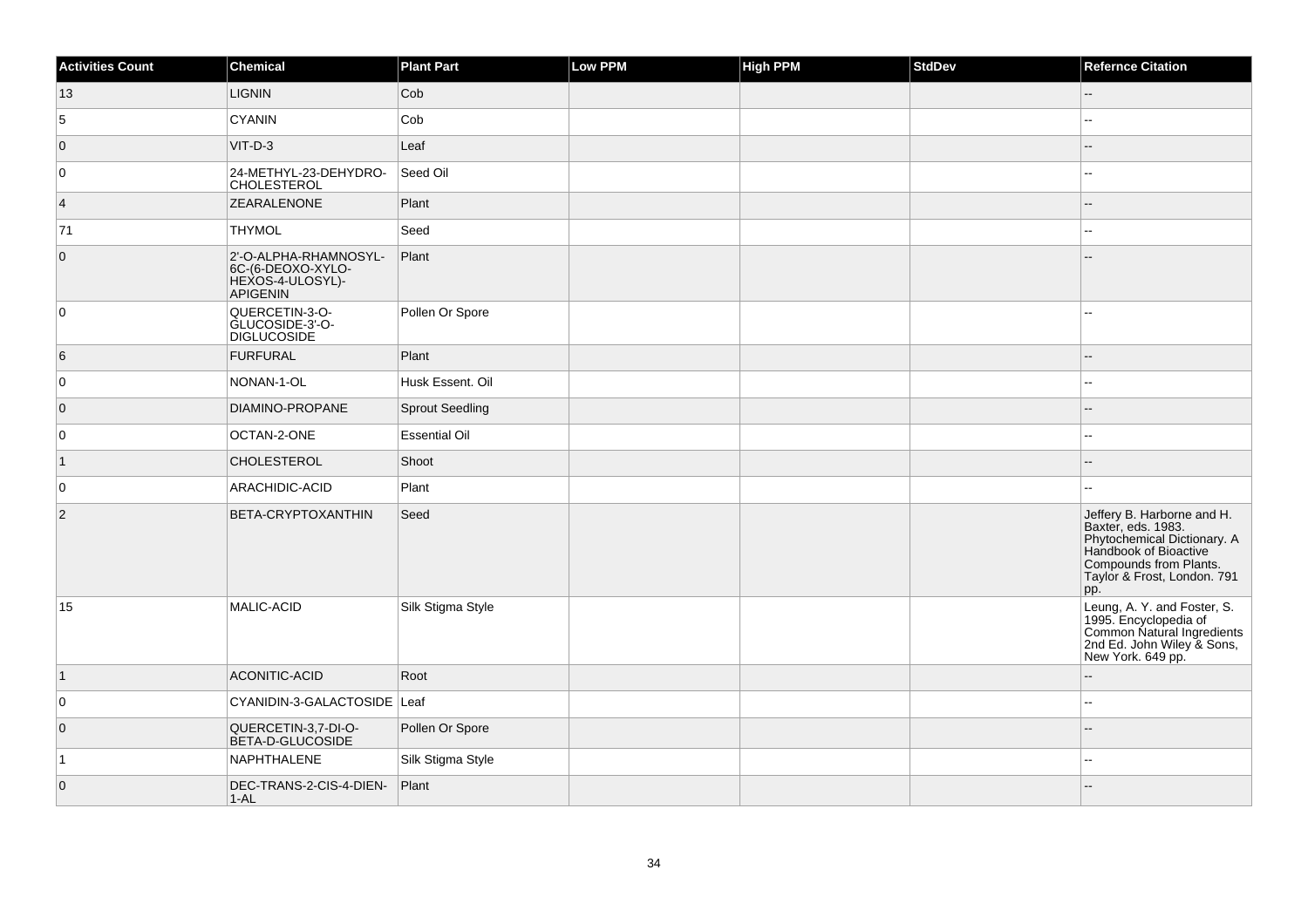| Activities Count | Chemical | Plant Part | Low PPM | High PPM | StdDev | Refernce Citation |
| --- | --- | --- | --- | --- | --- | --- |
| 13 | LIGNIN | Cob | | | | -- |
| 5 | CYANIN | Cob | | | | -- |
| 0 | VIT-D-3 | Leaf | | | | -- |
| 0 | 24-METHYL-23-DEHYDRO-CHOLESTEROL | Seed Oil | | | | -- |
| 4 | ZEARALENONE | Plant | | | | -- |
| 71 | THYMOL | Seed | | | | -- |
| 0 | 2'-O-ALPHA-RHAMNOSYL-6C-(6-DEOXO-XYLO-HEXOS-4-ULOSYL)-APIGENIN | Plant | | | | -- |
| 0 | QUERCETIN-3-O-GLUCOSIDE-3'-O-DIGLUCOSIDE | Pollen Or Spore | | | | -- |
| 6 | FURFURAL | Plant | | | | -- |
| 0 | NONAN-1-OL | Husk Essent. Oil | | | | -- |
| 0 | DIAMINO-PROPANE | Sprout Seedling | | | | -- |
| 0 | OCTAN-2-ONE | Essential Oil | | | | -- |
| 1 | CHOLESTEROL | Shoot | | | | -- |
| 0 | ARACHIDIC-ACID | Plant | | | | -- |
| 2 | BETA-CRYPTOXANTHIN | Seed | | | | Jeffery B. Harborne and H. Baxter, eds. 1983. Phytochemical Dictionary. A Handbook of Bioactive Compounds from Plants. Taylor & Frost, London. 791 pp. |
| 15 | MALIC-ACID | Silk Stigma Style | | | | Leung, A. Y. and Foster, S. 1995. Encyclopedia of Common Natural Ingredients 2nd Ed. John Wiley & Sons, New York. 649 pp. |
| 1 | ACONITIC-ACID | Root | | | | -- |
| 0 | CYANIDIN-3-GALACTOSIDE | Leaf | | | | -- |
| 0 | QUERCETIN-3,7-DI-O-BETA-D-GLUCOSIDE | Pollen Or Spore | | | | -- |
| 1 | NAPHTHALENE | Silk Stigma Style | | | | -- |
| 0 | DEC-TRANS-2-CIS-4-DIEN-1-AL | Plant | | | | -- |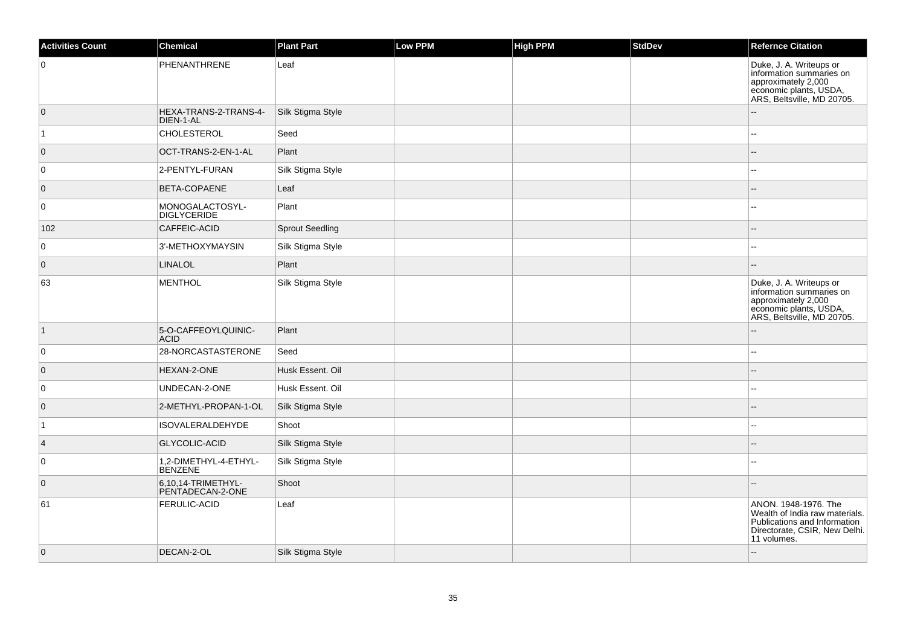| Activities Count | Chemical | Plant Part | Low PPM | High PPM | StdDev | Refernce Citation |
| --- | --- | --- | --- | --- | --- | --- |
| 0 | PHENANTHRENE | Leaf | | | | Duke, J. A. Writeups or information summaries on approximately 2,000 economic plants, USDA, ARS, Beltsville, MD 20705. |
| 0 | HEXA-TRANS-2-TRANS-4-DIEN-1-AL | Silk Stigma Style | | | | -- |
| 1 | CHOLESTEROL | Seed | | | | -- |
| 0 | OCT-TRANS-2-EN-1-AL | Plant | | | | -- |
| 0 | 2-PENTYL-FURAN | Silk Stigma Style | | | | -- |
| 0 | BETA-COPAENE | Leaf | | | | -- |
| 0 | MONOGALACTOSYL-DIGLYCERIDE | Plant | | | | -- |
| 102 | CAFFEIC-ACID | Sprout Seedling | | | | -- |
| 0 | 3'-METHOXYMAYSIN | Silk Stigma Style | | | | -- |
| 0 | LINALOL | Plant | | | | -- |
| 63 | MENTHOL | Silk Stigma Style | | | | Duke, J. A. Writeups or information summaries on approximately 2,000 economic plants, USDA, ARS, Beltsville, MD 20705. |
| 1 | 5-O-CAFFEOYLQUINIC-ACID | Plant | | | | -- |
| 0 | 28-NORCASTASTERONE | Seed | | | | -- |
| 0 | HEXAN-2-ONE | Husk Essent. Oil | | | | -- |
| 0 | UNDECAN-2-ONE | Husk Essent. Oil | | | | -- |
| 0 | 2-METHYL-PROPAN-1-OL | Silk Stigma Style | | | | -- |
| 1 | ISOVALERALDEHYDE | Shoot | | | | -- |
| 4 | GLYCOLIC-ACID | Silk Stigma Style | | | | -- |
| 0 | 1,2-DIMETHYL-4-ETHYL-BENZENE | Silk Stigma Style | | | | -- |
| 0 | 6,10,14-TRIMETHYL-PENTADECAN-2-ONE | Shoot | | | | -- |
| 61 | FERULIC-ACID | Leaf | | | | ANON. 1948-1976. The Wealth of India raw materials. Publications and Information Directorate, CSIR, New Delhi. 11 volumes. |
| 0 | DECAN-2-OL | Silk Stigma Style | | | | -- |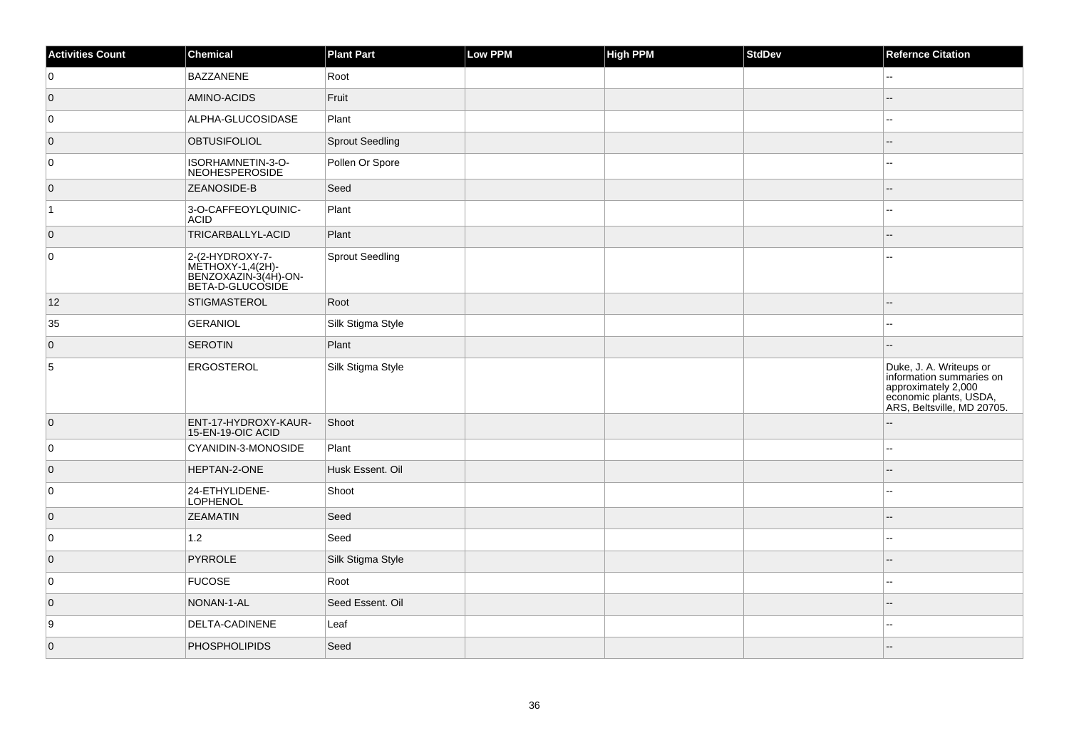| Activities Count | Chemical | Plant Part | Low PPM | High PPM | StdDev | Refernce Citation |
| --- | --- | --- | --- | --- | --- | --- |
| 0 | BAZZANENE | Root | | | | -- |
| 0 | AMINO-ACIDS | Fruit | | | | -- |
| 0 | ALPHA-GLUCOSIDASE | Plant | | | | -- |
| 0 | OBTUSIFOLIOL | Sprout Seedling | | | | -- |
| 0 | ISORHAMNETIN-3-O-NEOHESPEROSIDE | Pollen Or Spore | | | | -- |
| 0 | ZEANOSIDE-B | Seed | | | | -- |
| 1 | 3-O-CAFFEOYLQUINIC-ACID | Plant | | | | -- |
| 0 | TRICARBALLYL-ACID | Plant | | | | -- |
| 0 | 2-(2-HYDROXY-7-METHOXY-1,4(2H)-BENZOXAZIN-3(4H)-ON-BETA-D-GLUCOSIDE | Sprout Seedling | | | | -- |
| 12 | STIGMASTEROL | Root | | | | -- |
| 35 | GERANIOL | Silk Stigma Style | | | | -- |
| 0 | SEROTIN | Plant | | | | -- |
| 5 | ERGOSTEROL | Silk Stigma Style | | | | Duke, J. A. Writeups or information summaries on approximately 2,000 economic plants, USDA, ARS, Beltsville, MD 20705. |
| 0 | ENT-17-HYDROXY-KAUR-15-EN-19-OIC ACID | Shoot | | | | -- |
| 0 | CYANIDIN-3-MONOSIDE | Plant | | | | -- |
| 0 | HEPTAN-2-ONE | Husk Essent. Oil | | | | -- |
| 0 | 24-ETHYLIDENE-LOPHENOL | Shoot | | | | -- |
| 0 | ZEAMATIN | Seed | | | | -- |
| 0 | 1.2 | Seed | | | | -- |
| 0 | PYRROLE | Silk Stigma Style | | | | -- |
| 0 | FUCOSE | Root | | | | -- |
| 0 | NONAN-1-AL | Seed Essent. Oil | | | | -- |
| 9 | DELTA-CADINENE | Leaf | | | | -- |
| 0 | PHOSPHOLIPIDS | Seed | | | | -- |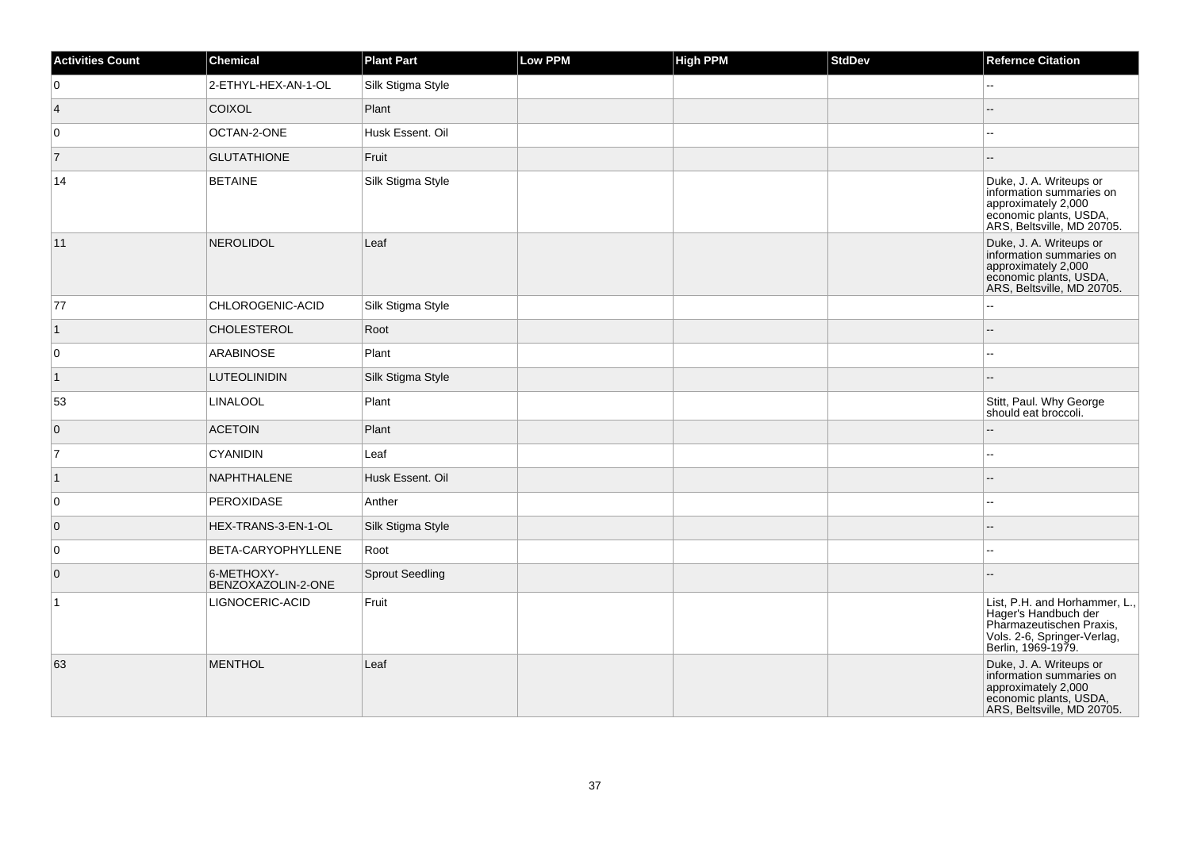| Activities Count | Chemical | Plant Part | Low PPM | High PPM | StdDev | Refernce Citation |
| --- | --- | --- | --- | --- | --- | --- |
| 0 | 2-ETHYL-HEX-AN-1-OL | Silk Stigma Style | | | | -- |
| 4 | COIXOL | Plant | | | | -- |
| 0 | OCTAN-2-ONE | Husk Essent. Oil | | | | -- |
| 7 | GLUTATHIONE | Fruit | | | | -- |
| 14 | BETAINE | Silk Stigma Style | | | | Duke, J. A. Writeups or information summaries on approximately 2,000 economic plants, USDA, ARS, Beltsville, MD 20705. |
| 11 | NEROLIDOL | Leaf | | | | Duke, J. A. Writeups or information summaries on approximately 2,000 economic plants, USDA, ARS, Beltsville, MD 20705. |
| 77 | CHLOROGENIC-ACID | Silk Stigma Style | | | | -- |
| 1 | CHOLESTEROL | Root | | | | -- |
| 0 | ARABINOSE | Plant | | | | -- |
| 1 | LUTEOLINIDIN | Silk Stigma Style | | | | -- |
| 53 | LINALOOL | Plant | | | | Stitt, Paul. Why George should eat broccoli. |
| 0 | ACETOIN | Plant | | | | -- |
| 7 | CYANIDIN | Leaf | | | | -- |
| 1 | NAPHTHALENE | Husk Essent. Oil | | | | -- |
| 0 | PEROXIDASE | Anther | | | | -- |
| 0 | HEX-TRANS-3-EN-1-OL | Silk Stigma Style | | | | -- |
| 0 | BETA-CARYOPHYLLENE | Root | | | | -- |
| 0 | 6-METHOXY-BENZOXAZOLIN-2-ONE | Sprout Seedling | | | | -- |
| 1 | LIGNOCERIC-ACID | Fruit | | | | List, P.H. and Horhammer, L., Hager's Handbuch der Pharmazeutischen Praxis, Vols. 2-6, Springer-Verlag, Berlin, 1969-1979. |
| 63 | MENTHOL | Leaf | | | | Duke, J. A. Writeups or information summaries on approximately 2,000 economic plants, USDA, ARS, Beltsville, MD 20705. |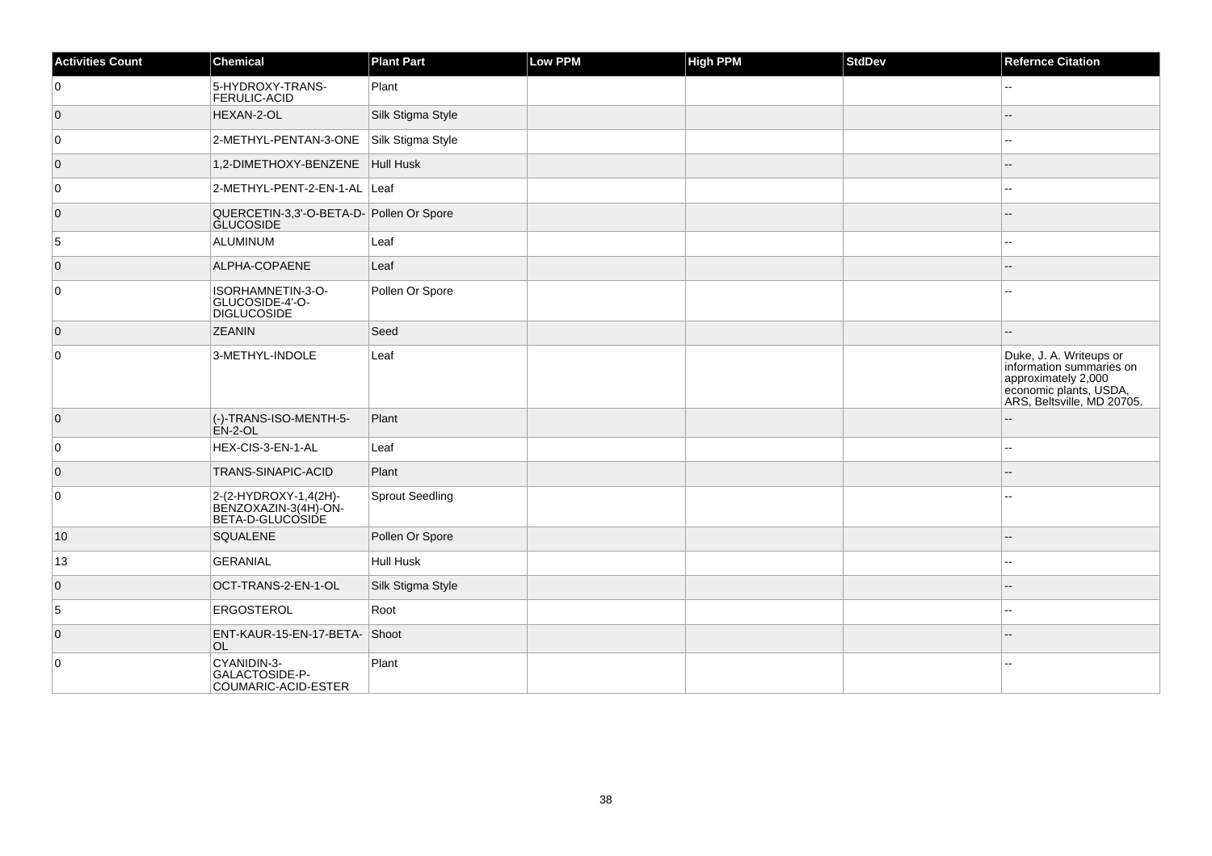| Activities Count | Chemical | Plant Part | Low PPM | High PPM | StdDev | Refernce Citation |
|---|---|---|---|---|---|---|
| 0 | 5-HYDROXY-TRANS-FERULIC-ACID | Plant | | | | -- |
| 0 | HEXAN-2-OL | Silk Stigma Style | | | | -- |
| 0 | 2-METHYL-PENTAN-3-ONE | Silk Stigma Style | | | | -- |
| 0 | 1,2-DIMETHOXY-BENZENE | Hull Husk | | | | -- |
| 0 | 2-METHYL-PENT-2-EN-1-AL | Leaf | | | | -- |
| 0 | QUERCETIN-3,3'-O-BETA-D-GLUCOSIDE | Pollen Or Spore | | | | -- |
| 5 | ALUMINUM | Leaf | | | | -- |
| 0 | ALPHA-COPAENE | Leaf | | | | -- |
| 0 | ISORHAMNETIN-3-O-GLUCOSIDE-4'-O-DIGLUCOSIDE | Pollen Or Spore | | | | -- |
| 0 | ZEANIN | Seed | | | | -- |
| 0 | 3-METHYL-INDOLE | Leaf | | | | Duke, J. A. Writeups or information summaries on approximately 2,000 economic plants, USDA, ARS, Beltsville, MD 20705. |
| 0 | (-)-TRANS-ISO-MENTH-5-EN-2-OL | Plant | | | | -- |
| 0 | HEX-CIS-3-EN-1-AL | Leaf | | | | -- |
| 0 | TRANS-SINAPIC-ACID | Plant | | | | -- |
| 0 | 2-(2-HYDROXY-1,4(2H)-BENZOXAZIN-3(4H)-ON-BETA-D-GLUCOSIDE | Sprout Seedling | | | | -- |
| 10 | SQUALENE | Pollen Or Spore | | | | -- |
| 13 | GERANIAL | Hull Husk | | | | -- |
| 0 | OCT-TRANS-2-EN-1-OL | Silk Stigma Style | | | | -- |
| 5 | ERGOSTEROL | Root | | | | -- |
| 0 | ENT-KAUR-15-EN-17-BETA-OL | Shoot | | | | -- |
| 0 | CYANIDIN-3-GALACTOSIDE-P-COUMARIC-ACID-ESTER | Plant | | | | -- |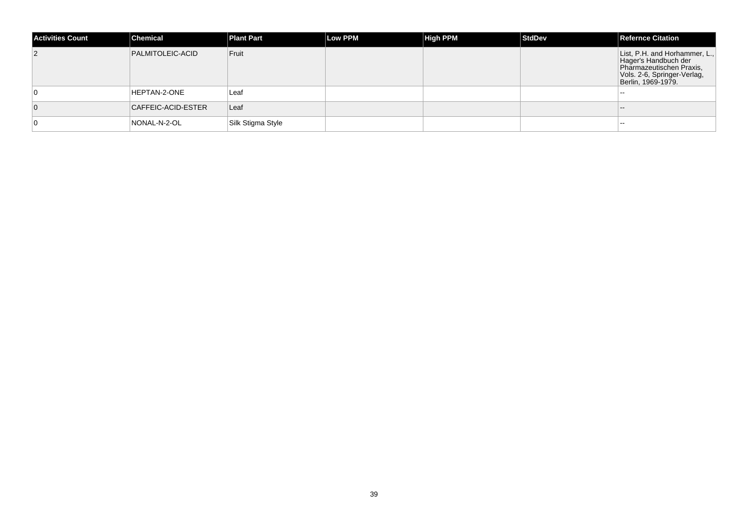| Activities Count | Chemical | Plant Part | Low PPM | High PPM | StdDev | Refernce Citation |
| --- | --- | --- | --- | --- | --- | --- |
| 2 | PALMITOLEIC-ACID | Fruit | | | | List, P.H. and Horhammer, L., Hager's Handbuch der Pharmazeutischen Praxis, Vols. 2-6, Springer-Verlag, Berlin, 1969-1979. |
| 0 | HEPTAN-2-ONE | Leaf | | | | -- |
| 0 | CAFFEIC-ACID-ESTER | Leaf | | | | -- |
| 0 | NONAL-N-2-OL | Silk Stigma Style | | | | -- |